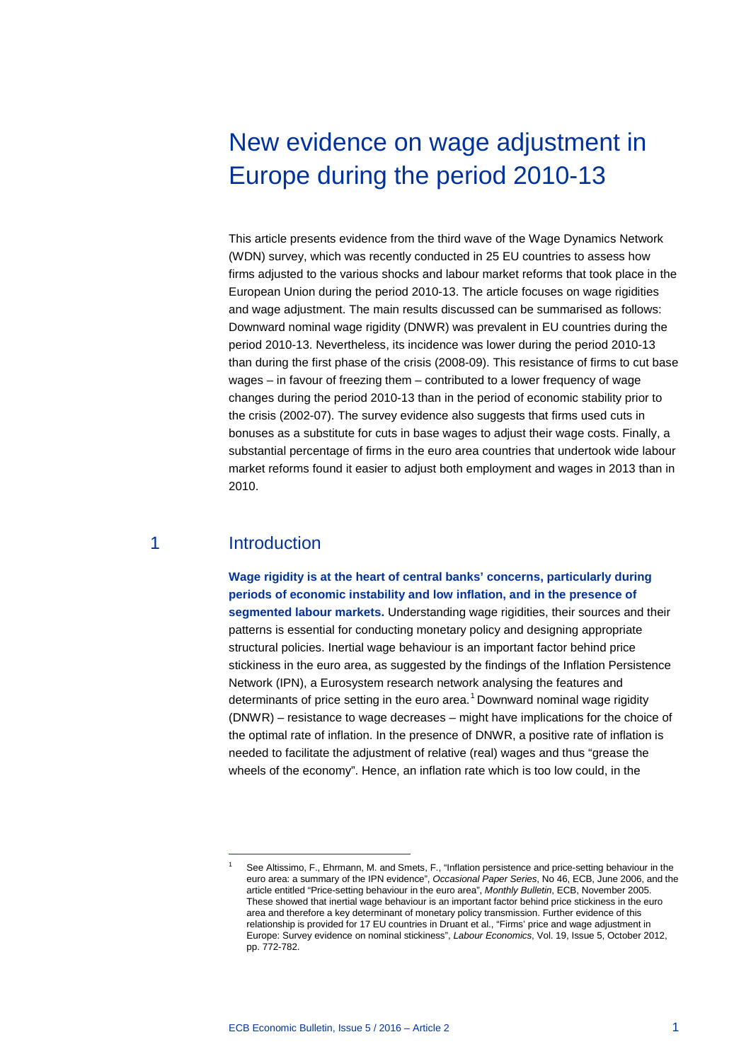# New evidence on wage adjustment in Europe during the period 2010-13

This article presents evidence from the third wave of the Wage Dynamics Network (WDN) survey, which was recently conducted in 25 EU countries to assess how firms adjusted to the various shocks and labour market reforms that took place in the European Union during the period 2010-13. The article focuses on wage rigidities and wage adjustment. The main results discussed can be summarised as follows: Downward nominal wage rigidity (DNWR) was prevalent in EU countries during the period 2010-13. Nevertheless, its incidence was lower during the period 2010-13 than during the first phase of the crisis (2008-09). This resistance of firms to cut base wages – in favour of freezing them – contributed to a lower frequency of wage changes during the period 2010-13 than in the period of economic stability prior to the crisis (2002-07). The survey evidence also suggests that firms used cuts in bonuses as a substitute for cuts in base wages to adjust their wage costs. Finally, a substantial percentage of firms in the euro area countries that undertook wide labour market reforms found it easier to adjust both employment and wages in 2013 than in 2010.

## 1 Introduction

**Wage rigidity is at the heart of central banks' concerns, particularly during periods of economic instability and low inflation, and in the presence of segmented labour markets.** Understanding wage rigidities, their sources and their patterns is essential for conducting monetary policy and designing appropriate structural policies. Inertial wage behaviour is an important factor behind price stickiness in the euro area, as suggested by the findings of the Inflation Persistence Network (IPN), a Eurosystem research network analysing the features and determinants of price setting in the euro area.[1] Downward nominal wage rigidity (DNWR) – resistance to wage decreases – might have implications for the choice of the optimal rate of inflation. In the presence of DNWR, a positive rate of inflation is needed to facilitate the adjustment of relative (real) wages and thus "grease the wheels of the economy". Hence, an inflation rate which is too low could, in the

[1] See Altissimo, F., Ehrmann, M. and Smets, F., "Inflation persistence and price-setting behaviour in the euro area: a summary of the IPN evidence", *Occasional Paper Series*, No 46, ECB, June 2006, and the article entitled "Price-setting behaviour in the euro area", *Monthly Bulletin*, ECB, November 2005. These showed that inertial wage behaviour is an important factor behind price stickiness in the euro area and therefore a key determinant of monetary policy transmission. Further evidence of this relationship is provided for 17 EU countries in Druant et al., "Firms' price and wage adjustment in Europe: Survey evidence on nominal stickiness", *Labour Economics*, Vol. 19, Issue 5, October 2012, pp. 772-782.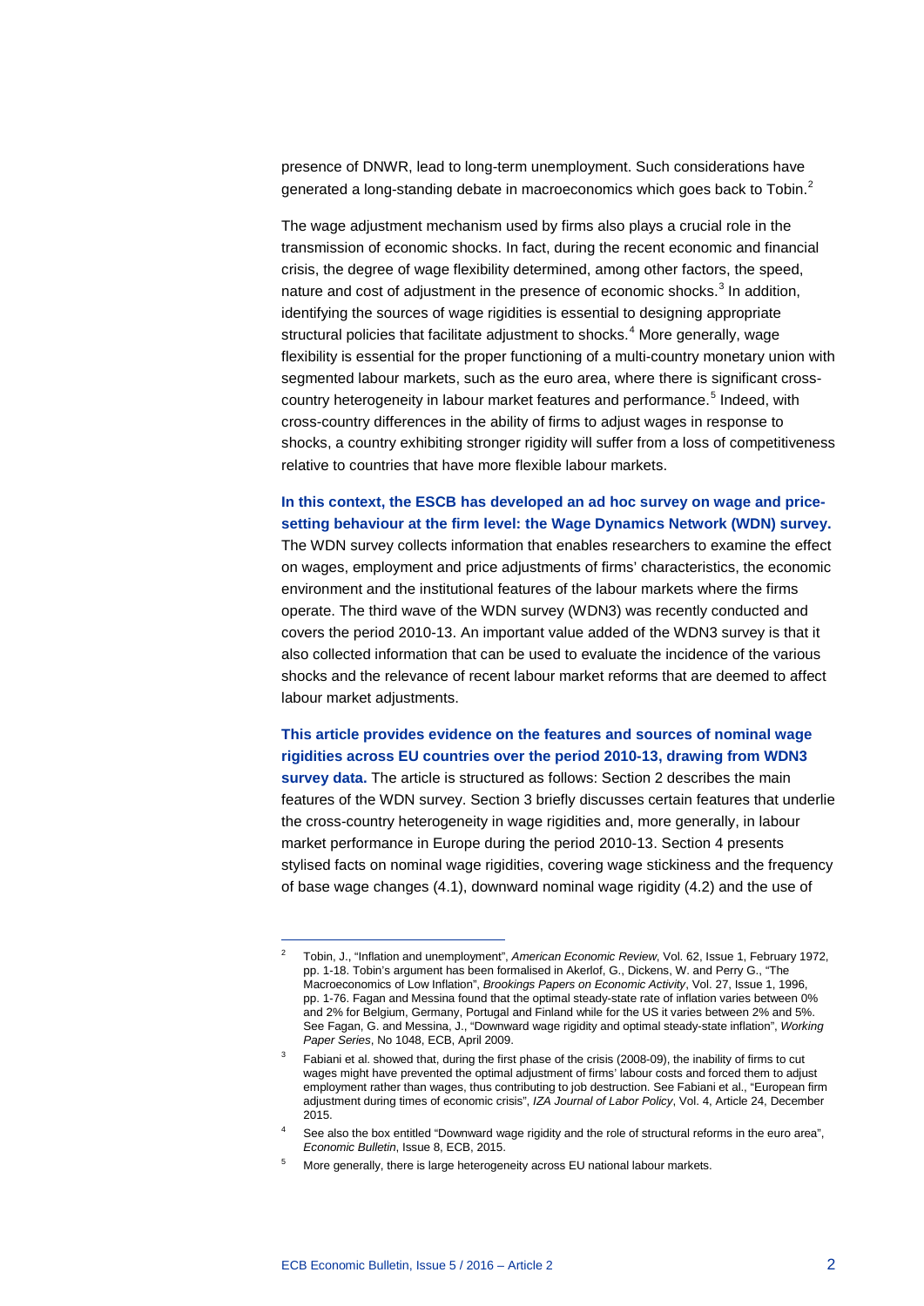presence of DNWR, lead to long-term unemployment. Such considerations have generated a long-standing debate in macroeconomics which goes back to Tobin.[2]

The wage adjustment mechanism used by firms also plays a crucial role in the transmission of economic shocks. In fact, during the recent economic and financial crisis, the degree of wage flexibility determined, among other factors, the speed, nature and cost of adjustment in the presence of economic shocks.[3] In addition, identifying the sources of wage rigidities is essential to designing appropriate structural policies that facilitate adjustment to shocks.[4] More generally, wage flexibility is essential for the proper functioning of a multi-country monetary union with segmented labour markets, such as the euro area, where there is significant cross-country heterogeneity in labour market features and performance.[5] Indeed, with cross-country differences in the ability of firms to adjust wages in response to shocks, a country exhibiting stronger rigidity will suffer from a loss of competitiveness relative to countries that have more flexible labour markets.

**In this context, the ESCB has developed an ad hoc survey on wage and price-setting behaviour at the firm level: the Wage Dynamics Network (WDN) survey.** The WDN survey collects information that enables researchers to examine the effect on wages, employment and price adjustments of firms' characteristics, the economic environment and the institutional features of the labour markets where the firms operate. The third wave of the WDN survey (WDN3) was recently conducted and covers the period 2010-13. An important value added of the WDN3 survey is that it also collected information that can be used to evaluate the incidence of the various shocks and the relevance of recent labour market reforms that are deemed to affect labour market adjustments.

**This article provides evidence on the features and sources of nominal wage rigidities across EU countries over the period 2010-13, drawing from WDN3 survey data.** The article is structured as follows: Section 2 describes the main features of the WDN survey. Section 3 briefly discusses certain features that underlie the cross-country heterogeneity in wage rigidities and, more generally, in labour market performance in Europe during the period 2010-13. Section 4 presents stylised facts on nominal wage rigidities, covering wage stickiness and the frequency of base wage changes (4.1), downward nominal wage rigidity (4.2) and the use of

---

[2] Tobin, J., "Inflation and unemployment", *American Economic Review*, Vol. 62, Issue 1, February 1972, pp. 1-18. Tobin's argument has been formalised in Akerlof, G., Dickens, W. and Perry G., "The Macroeconomics of Low Inflation", *Brookings Papers on Economic Activity*, Vol. 27, Issue 1, 1996, pp. 1-76. Fagan and Messina found that the optimal steady-state rate of inflation varies between 0% and 2% for Belgium, Germany, Portugal and Finland while for the US it varies between 2% and 5%. See Fagan, G. and Messina, J., "Downward wage rigidity and optimal steady-state inflation", *Working Paper Series*, No 1048, ECB, April 2009.

[3] Fabiani et al. showed that, during the first phase of the crisis (2008-09), the inability of firms to cut wages might have prevented the optimal adjustment of firms' labour costs and forced them to adjust employment rather than wages, thus contributing to job destruction. See Fabiani et al., "European firm adjustment during times of economic crisis", *IZA Journal of Labor Policy*, Vol. 4, Article 24, December 2015.

[4] See also the box entitled "Downward wage rigidity and the role of structural reforms in the euro area", *Economic Bulletin*, Issue 8, ECB, 2015.

[5] More generally, there is large heterogeneity across EU national labour markets.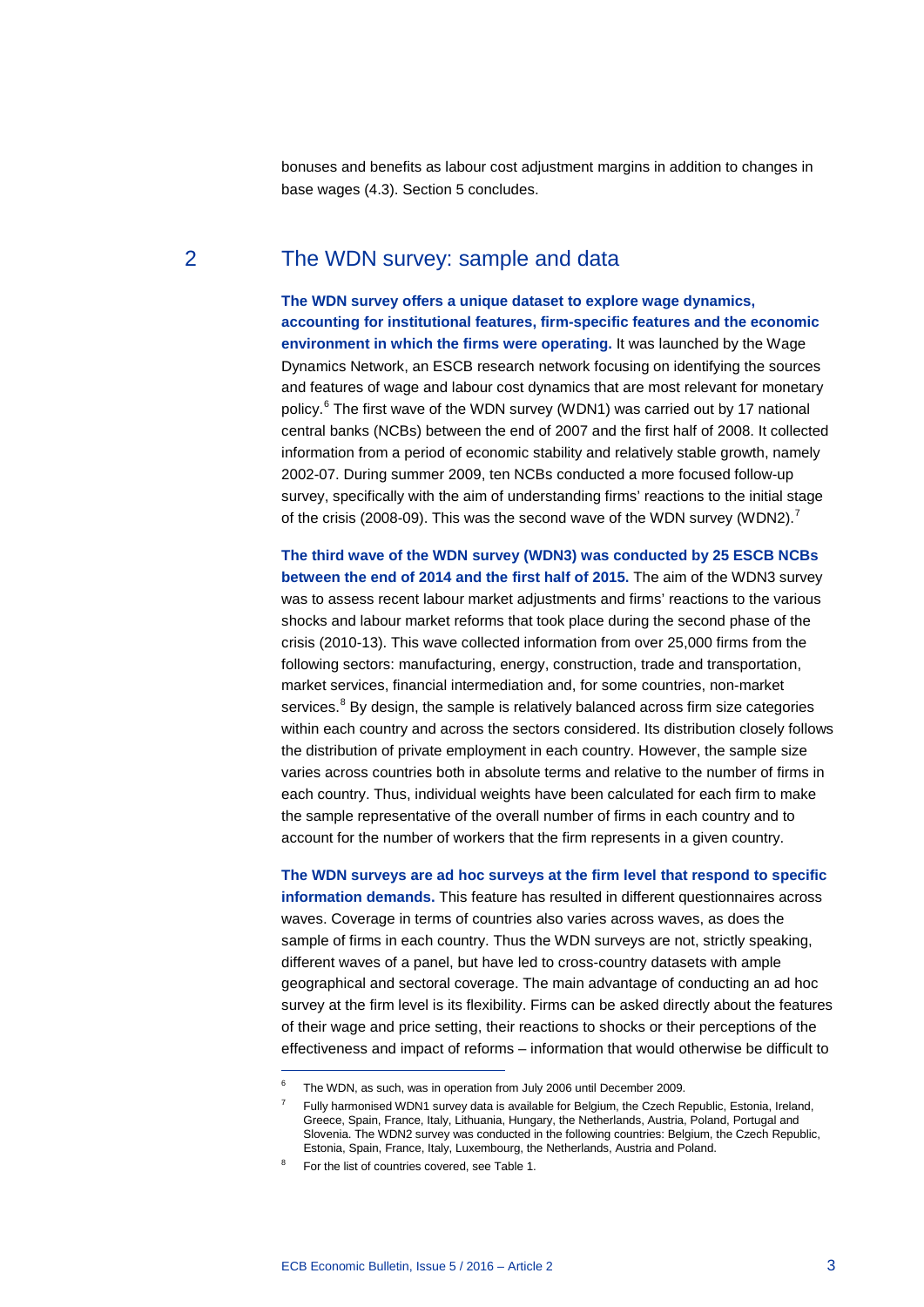bonuses and benefits as labour cost adjustment margins in addition to changes in base wages (4.3). Section 5 concludes.

## 2 The WDN survey: sample and data

**The WDN survey offers a unique dataset to explore wage dynamics, accounting for institutional features, firm-specific features and the economic environment in which the firms were operating.** It was launched by the Wage Dynamics Network, an ESCB research network focusing on identifying the sources and features of wage and labour cost dynamics that are most relevant for monetary policy.[6] The first wave of the WDN survey (WDN1) was carried out by 17 national central banks (NCBs) between the end of 2007 and the first half of 2008. It collected information from a period of economic stability and relatively stable growth, namely 2002-07. During summer 2009, ten NCBs conducted a more focused follow-up survey, specifically with the aim of understanding firms' reactions to the initial stage of the crisis (2008-09). This was the second wave of the WDN survey (WDN2).[7]

**The third wave of the WDN survey (WDN3) was conducted by 25 ESCB NCBs between the end of 2014 and the first half of 2015.** The aim of the WDN3 survey was to assess recent labour market adjustments and firms' reactions to the various shocks and labour market reforms that took place during the second phase of the crisis (2010-13). This wave collected information from over 25,000 firms from the following sectors: manufacturing, energy, construction, trade and transportation, market services, financial intermediation and, for some countries, non-market services.[8] By design, the sample is relatively balanced across firm size categories within each country and across the sectors considered. Its distribution closely follows the distribution of private employment in each country. However, the sample size varies across countries both in absolute terms and relative to the number of firms in each country. Thus, individual weights have been calculated for each firm to make the sample representative of the overall number of firms in each country and to account for the number of workers that the firm represents in a given country.

**The WDN surveys are ad hoc surveys at the firm level that respond to specific information demands.** This feature has resulted in different questionnaires across waves. Coverage in terms of countries also varies across waves, as does the sample of firms in each country. Thus the WDN surveys are not, strictly speaking, different waves of a panel, but have led to cross-country datasets with ample geographical and sectoral coverage. The main advantage of conducting an ad hoc survey at the firm level is its flexibility. Firms can be asked directly about the features of their wage and price setting, their reactions to shocks or their perceptions of the effectiveness and impact of reforms – information that would otherwise be difficult to

---

[6] The WDN, as such, was in operation from July 2006 until December 2009.

[7] Fully harmonised WDN1 survey data is available for Belgium, the Czech Republic, Estonia, Ireland, Greece, Spain, France, Italy, Lithuania, Hungary, the Netherlands, Austria, Poland, Portugal and Slovenia. The WDN2 survey was conducted in the following countries: Belgium, the Czech Republic, Estonia, Spain, France, Italy, Luxembourg, the Netherlands, Austria and Poland.

[8] For the list of countries covered, see Table 1.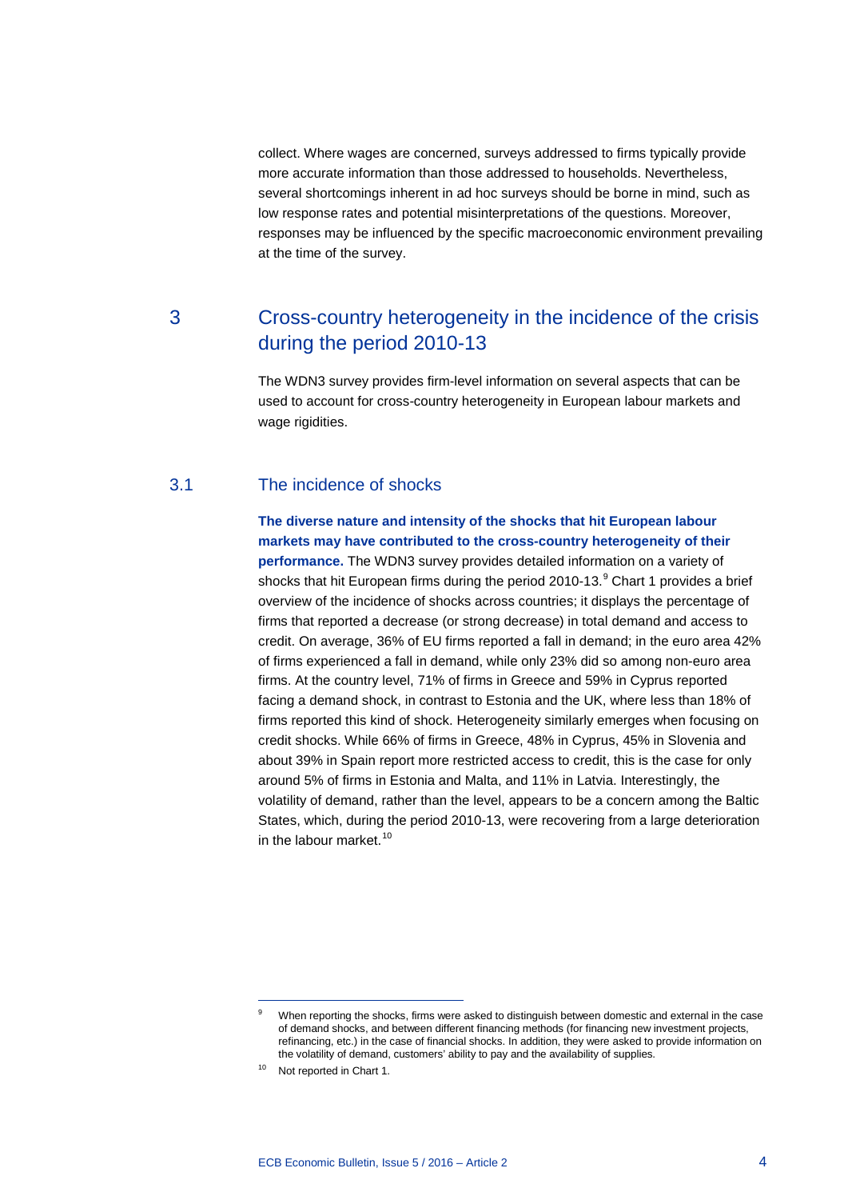collect. Where wages are concerned, surveys addressed to firms typically provide more accurate information than those addressed to households. Nevertheless, several shortcomings inherent in ad hoc surveys should be borne in mind, such as low response rates and potential misinterpretations of the questions. Moreover, responses may be influenced by the specific macroeconomic environment prevailing at the time of the survey.

## 3 Cross-country heterogeneity in the incidence of the crisis during the period 2010-13

The WDN3 survey provides firm-level information on several aspects that can be used to account for cross-country heterogeneity in European labour markets and wage rigidities.

### 3.1 The incidence of shocks

**The diverse nature and intensity of the shocks that hit European labour markets may have contributed to the cross-country heterogeneity of their performance.** The WDN3 survey provides detailed information on a variety of shocks that hit European firms during the period 2010-13.[9] Chart 1 provides a brief overview of the incidence of shocks across countries; it displays the percentage of firms that reported a decrease (or strong decrease) in total demand and access to credit. On average, 36% of EU firms reported a fall in demand; in the euro area 42% of firms experienced a fall in demand, while only 23% did so among non-euro area firms. At the country level, 71% of firms in Greece and 59% in Cyprus reported facing a demand shock, in contrast to Estonia and the UK, where less than 18% of firms reported this kind of shock. Heterogeneity similarly emerges when focusing on credit shocks. While 66% of firms in Greece, 48% in Cyprus, 45% in Slovenia and about 39% in Spain report more restricted access to credit, this is the case for only around 5% of firms in Estonia and Malta, and 11% in Latvia. Interestingly, the volatility of demand, rather than the level, appears to be a concern among the Baltic States, which, during the period 2010-13, were recovering from a large deterioration in the labour market.[10]

---

[9] When reporting the shocks, firms were asked to distinguish between domestic and external in the case of demand shocks, and between different financing methods (for financing new investment projects, refinancing, etc.) in the case of financial shocks. In addition, they were asked to provide information on the volatility of demand, customers' ability to pay and the availability of supplies.

[10] Not reported in Chart 1.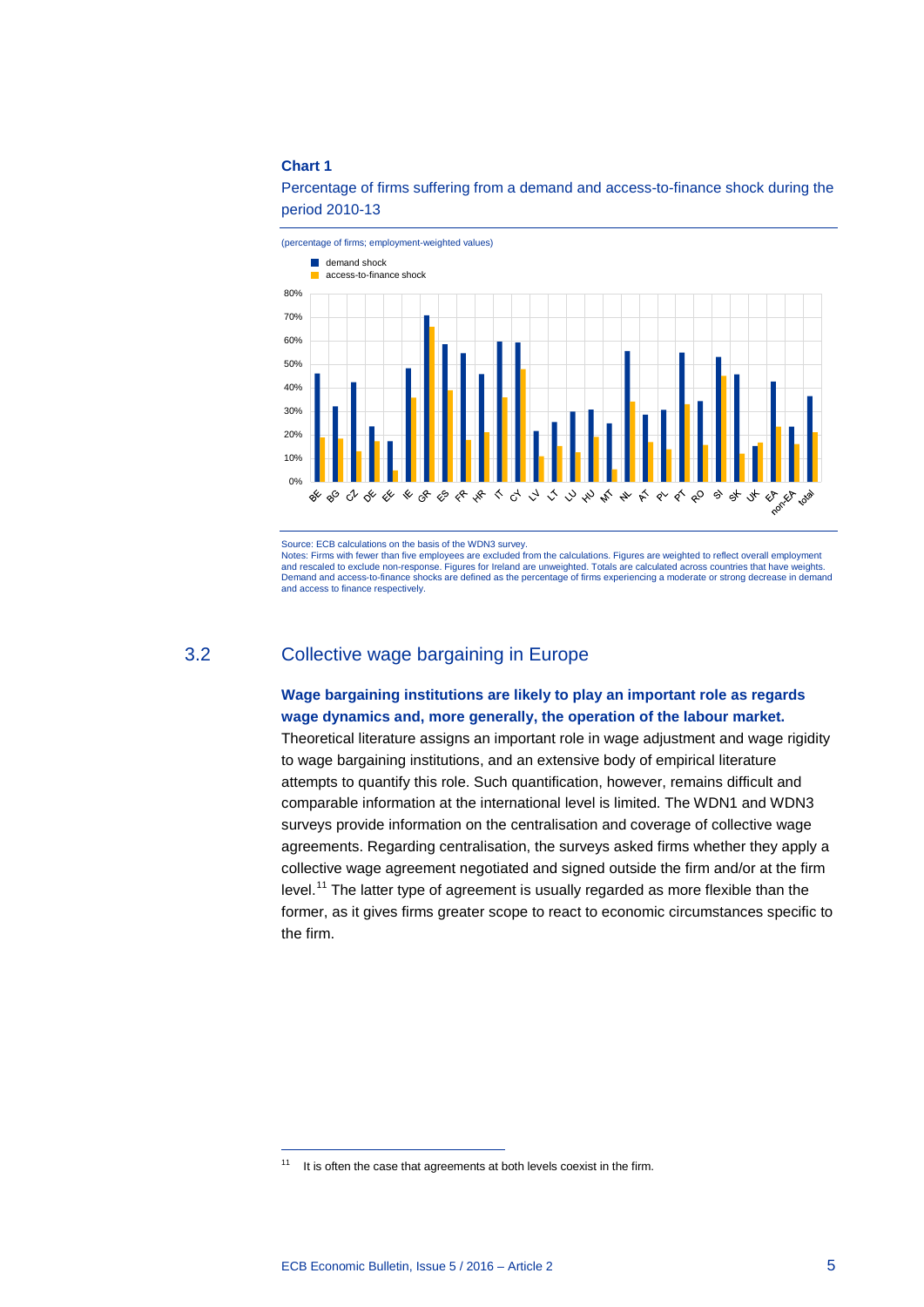**Chart 1**

Percentage of firms suffering from a demand and access-to-finance shock during the period 2010-13

(percentage of firms; employment-weighted values)

Source: ECB calculations on the basis of the WDN3 survey.
Notes: Firms with fewer than five employees are excluded from the calculations. Figures are weighted to reflect overall employment and rescaled to exclude non-response. Figures for Ireland are unweighted. Totals are calculated across countries that have weights. Demand and access-to-finance shocks are defined as the percentage of firms experiencing a moderate or strong decrease in demand and access to finance respectively.

## 3.2 Collective wage bargaining in Europe

**Wage bargaining institutions are likely to play an important role as regards wage dynamics and, more generally, the operation of the labour market.** Theoretical literature assigns an important role in wage adjustment and wage rigidity to wage bargaining institutions, and an extensive body of empirical literature attempts to quantify this role. Such quantification, however, remains difficult and comparable information at the international level is limited. The WDN1 and WDN3 surveys provide information on the centralisation and coverage of collective wage agreements. Regarding centralisation, the surveys asked firms whether they apply a collective wage agreement negotiated and signed outside the firm and/or at the firm level.[11] The latter type of agreement is usually regarded as more flexible than the former, as it gives firms greater scope to react to economic circumstances specific to the firm.

[11] It is often the case that agreements at both levels coexist in the firm.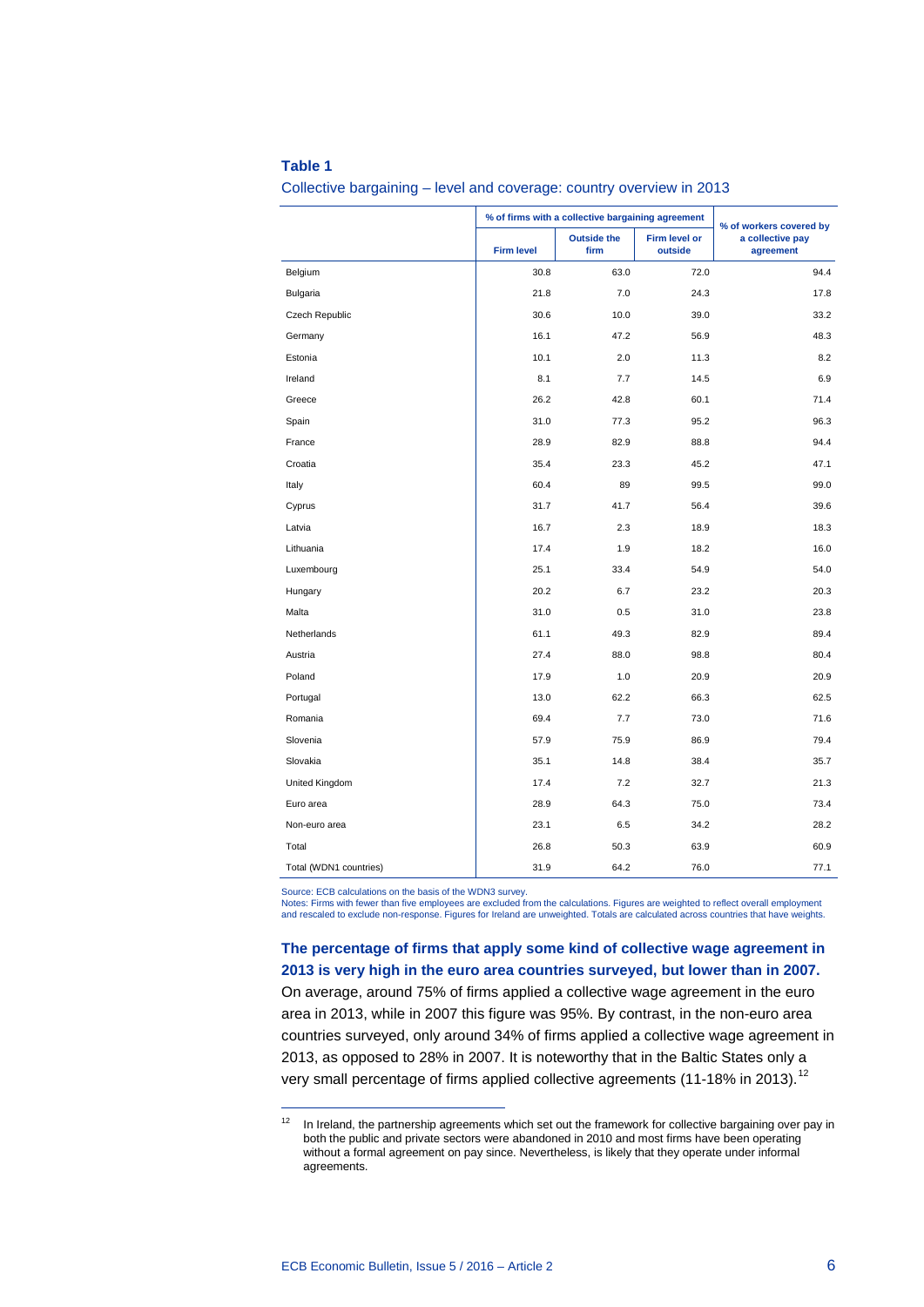**Table 1**

Collective bargaining – level and coverage: country overview in 2013

| | % of firms with a collective bargaining agreement | | | % of workers covered by a collective pay agreement |
|---|---|---|---|---|
| | Firm level | Outside the firm | Firm level or outside | |
| Belgium | 30.8 | 63.0 | 72.0 | 94.4 |
| Bulgaria | 21.8 | 7.0 | 24.3 | 17.8 |
| Czech Republic | 30.6 | 10.0 | 39.0 | 33.2 |
| Germany | 16.1 | 47.2 | 56.9 | 48.3 |
| Estonia | 10.1 | 2.0 | 11.3 | 8.2 |
| Ireland | 8.1 | 7.7 | 14.5 | 6.9 |
| Greece | 26.2 | 42.8 | 60.1 | 71.4 |
| Spain | 31.0 | 77.3 | 95.2 | 96.3 |
| France | 28.9 | 82.9 | 88.8 | 94.4 |
| Croatia | 35.4 | 23.3 | 45.2 | 47.1 |
| Italy | 60.4 | 89 | 99.5 | 99.0 |
| Cyprus | 31.7 | 41.7 | 56.4 | 39.6 |
| Latvia | 16.7 | 2.3 | 18.9 | 18.3 |
| Lithuania | 17.4 | 1.9 | 18.2 | 16.0 |
| Luxembourg | 25.1 | 33.4 | 54.9 | 54.0 |
| Hungary | 20.2 | 6.7 | 23.2 | 20.3 |
| Malta | 31.0 | 0.5 | 31.0 | 23.8 |
| Netherlands | 61.1 | 49.3 | 82.9 | 89.4 |
| Austria | 27.4 | 88.0 | 98.8 | 80.4 |
| Poland | 17.9 | 1.0 | 20.9 | 20.9 |
| Portugal | 13.0 | 62.2 | 66.3 | 62.5 |
| Romania | 69.4 | 7.7 | 73.0 | 71.6 |
| Slovenia | 57.9 | 75.9 | 86.9 | 79.4 |
| Slovakia | 35.1 | 14.8 | 38.4 | 35.7 |
| United Kingdom | 17.4 | 7.2 | 32.7 | 21.3 |
| Euro area | 28.9 | 64.3 | 75.0 | 73.4 |
| Non-euro area | 23.1 | 6.5 | 34.2 | 28.2 |
| Total | 26.8 | 50.3 | 63.9 | 60.9 |
| Total (WDN1 countries) | 31.9 | 64.2 | 76.0 | 77.1 |

Source: ECB calculations on the basis of the WDN3 survey.
Notes: Firms with fewer than five employees are excluded from the calculations. Figures are weighted to reflect overall employment and rescaled to exclude non-response. Figures for Ireland are unweighted. Totals are calculated across countries that have weights.

**The percentage of firms that apply some kind of collective wage agreement in 2013 is very high in the euro area countries surveyed, but lower than in 2007.** On average, around 75% of firms applied a collective wage agreement in the euro area in 2013, while in 2007 this figure was 95%. By contrast, in the non-euro area countries surveyed, only around 34% of firms applied a collective wage agreement in 2013, as opposed to 28% in 2007. It is noteworthy that in the Baltic States only a very small percentage of firms applied collective agreements (11-18% in 2013).[12]

[12] In Ireland, the partnership agreements which set out the framework for collective bargaining over pay in both the public and private sectors were abandoned in 2010 and most firms have been operating without a formal agreement on pay since. Nevertheless, is likely that they operate under informal agreements.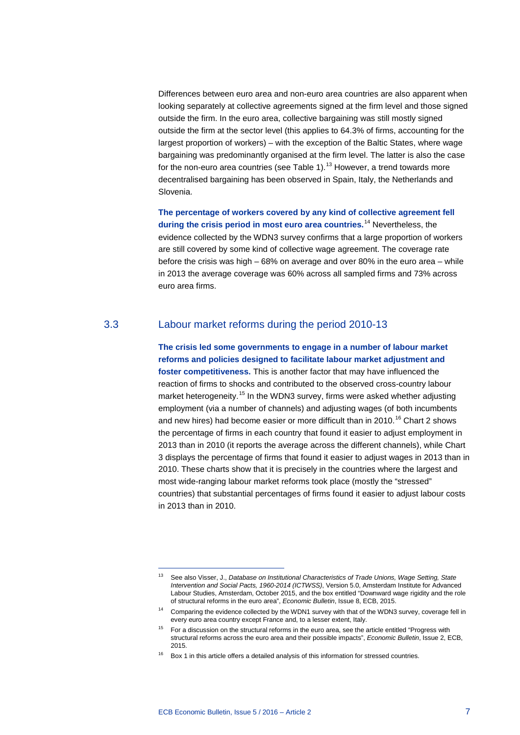Differences between euro area and non-euro area countries are also apparent when looking separately at collective agreements signed at the firm level and those signed outside the firm. In the euro area, collective bargaining was still mostly signed outside the firm at the sector level (this applies to 64.3% of firms, accounting for the largest proportion of workers) – with the exception of the Baltic States, where wage bargaining was predominantly organised at the firm level. The latter is also the case for the non-euro area countries (see Table 1).[13] However, a trend towards more decentralised bargaining has been observed in Spain, Italy, the Netherlands and Slovenia.

**The percentage of workers covered by any kind of collective agreement fell during the crisis period in most euro area countries.**[14] Nevertheless, the evidence collected by the WDN3 survey confirms that a large proportion of workers are still covered by some kind of collective wage agreement. The coverage rate before the crisis was high – 68% on average and over 80% in the euro area – while in 2013 the average coverage was 60% across all sampled firms and 73% across euro area firms.

## 3.3 Labour market reforms during the period 2010-13

**The crisis led some governments to engage in a number of labour market reforms and policies designed to facilitate labour market adjustment and foster competitiveness.** This is another factor that may have influenced the reaction of firms to shocks and contributed to the observed cross-country labour market heterogeneity.[15] In the WDN3 survey, firms were asked whether adjusting employment (via a number of channels) and adjusting wages (of both incumbents and new hires) had become easier or more difficult than in 2010.[16] Chart 2 shows the percentage of firms in each country that found it easier to adjust employment in 2013 than in 2010 (it reports the average across the different channels), while Chart 3 displays the percentage of firms that found it easier to adjust wages in 2013 than in 2010. These charts show that it is precisely in the countries where the largest and most wide-ranging labour market reforms took place (mostly the "stressed" countries) that substantial percentages of firms found it easier to adjust labour costs in 2013 than in 2010.

---

[13] See also Visser, J., *Database on Institutional Characteristics of Trade Unions, Wage Setting, State Intervention and Social Pacts, 1960-2014 (ICTWSS)*, Version 5.0, Amsterdam Institute for Advanced Labour Studies, Amsterdam, October 2015, and the box entitled "Downward wage rigidity and the role of structural reforms in the euro area", *Economic Bulletin*, Issue 8, ECB, 2015.

[14] Comparing the evidence collected by the WDN1 survey with that of the WDN3 survey, coverage fell in every euro area country except France and, to a lesser extent, Italy.

[15] For a discussion on the structural reforms in the euro area, see the article entitled "Progress with structural reforms across the euro area and their possible impacts", *Economic Bulletin*, Issue 2, ECB, 2015.

[16] Box 1 in this article offers a detailed analysis of this information for stressed countries.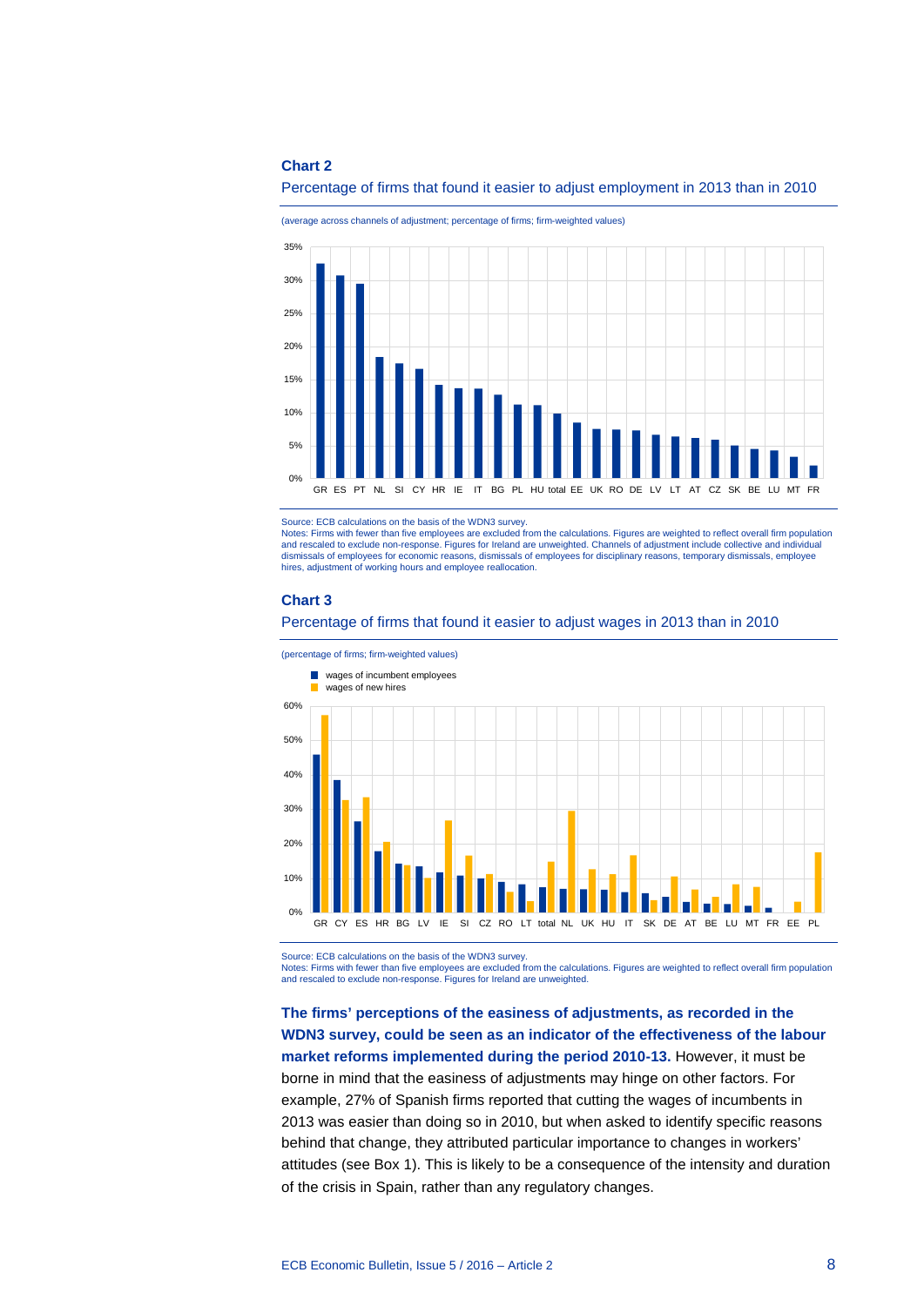**Chart 2**

Percentage of firms that found it easier to adjust employment in 2013 than in 2010

(average across channels of adjustment; percentage of firms; firm-weighted values)

Source: ECB calculations on the basis of the WDN3 survey.
Notes: Firms with fewer than five employees are excluded from the calculations. Figures are weighted to reflect overall firm population and rescaled to exclude non-response. Figures for Ireland are unweighted. Channels of adjustment include collective and individual dismissals of employees for economic reasons, dismissals of employees for disciplinary reasons, temporary dismissals, employee hires, adjustment of working hours and employee reallocation.

**Chart 3**

Percentage of firms that found it easier to adjust wages in 2013 than in 2010

(percentage of firms; firm-weighted values)

Source: ECB calculations on the basis of the WDN3 survey.
Notes: Firms with fewer than five employees are excluded from the calculations. Figures are weighted to reflect overall firm population and rescaled to exclude non-response. Figures for Ireland are unweighted.

**The firms' perceptions of the easiness of adjustments, as recorded in the WDN3 survey, could be seen as an indicator of the effectiveness of the labour market reforms implemented during the period 2010-13.** However, it must be borne in mind that the easiness of adjustments may hinge on other factors. For example, 27% of Spanish firms reported that cutting the wages of incumbents in 2013 was easier than doing so in 2010, but when asked to identify specific reasons behind that change, they attributed particular importance to changes in workers' attitudes (see Box 1). This is likely to be a consequence of the intensity and duration of the crisis in Spain, rather than any regulatory changes.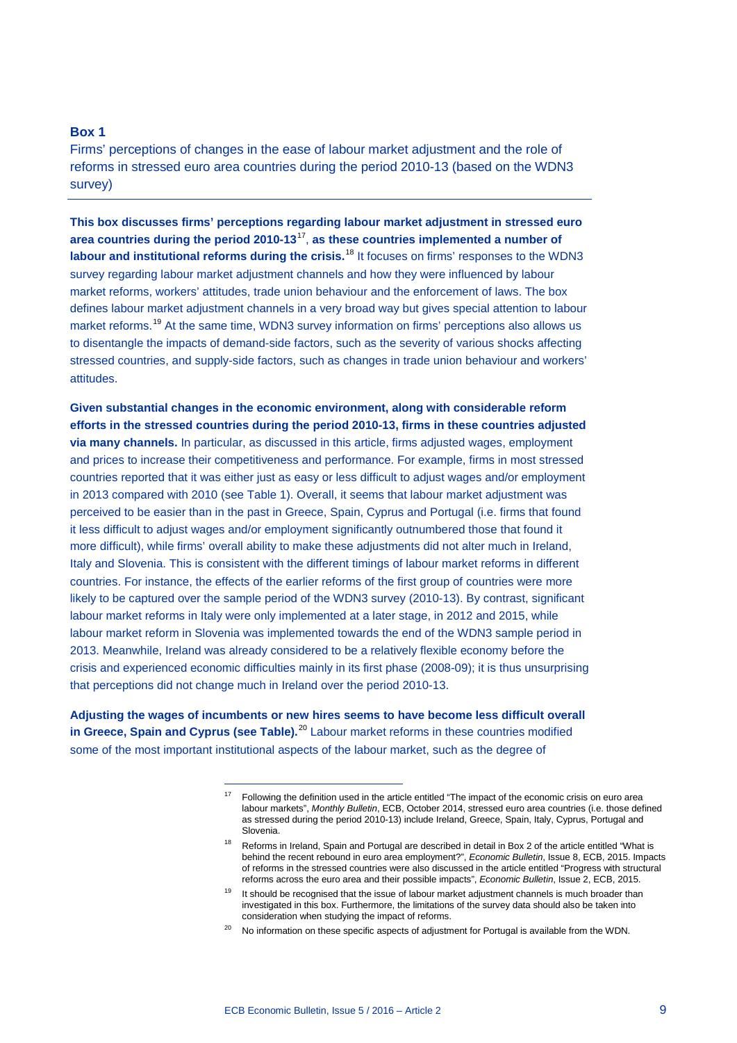### Box 1

Firms' perceptions of changes in the ease of labour market adjustment and the role of reforms in stressed euro area countries during the period 2010-13 (based on the WDN3 survey)

**This box discusses firms' perceptions regarding labour market adjustment in stressed euro area countries during the period 2010-13**[17]**, as these countries implemented a number of labour and institutional reforms during the crisis.**[18] It focuses on firms' responses to the WDN3 survey regarding labour market adjustment channels and how they were influenced by labour market reforms, workers' attitudes, trade union behaviour and the enforcement of laws. The box defines labour market adjustment channels in a very broad way but gives special attention to labour market reforms.[19] At the same time, WDN3 survey information on firms' perceptions also allows us to disentangle the impacts of demand-side factors, such as the severity of various shocks affecting stressed countries, and supply-side factors, such as changes in trade union behaviour and workers' attitudes.

**Given substantial changes in the economic environment, along with considerable reform efforts in the stressed countries during the period 2010-13, firms in these countries adjusted via many channels.** In particular, as discussed in this article, firms adjusted wages, employment and prices to increase their competitiveness and performance. For example, firms in most stressed countries reported that it was either just as easy or less difficult to adjust wages and/or employment in 2013 compared with 2010 (see Table 1). Overall, it seems that labour market adjustment was perceived to be easier than in the past in Greece, Spain, Cyprus and Portugal (i.e. firms that found it less difficult to adjust wages and/or employment significantly outnumbered those that found it more difficult), while firms' overall ability to make these adjustments did not alter much in Ireland, Italy and Slovenia. This is consistent with the different timings of labour market reforms in different countries. For instance, the effects of the earlier reforms of the first group of countries were more likely to be captured over the sample period of the WDN3 survey (2010-13). By contrast, significant labour market reforms in Italy were only implemented at a later stage, in 2012 and 2015, while labour market reform in Slovenia was implemented towards the end of the WDN3 sample period in 2013. Meanwhile, Ireland was already considered to be a relatively flexible economy before the crisis and experienced economic difficulties mainly in its first phase (2008-09); it is thus unsurprising that perceptions did not change much in Ireland over the period 2010-13.

**Adjusting the wages of incumbents or new hires seems to have become less difficult overall in Greece, Spain and Cyprus (see Table).**[20] Labour market reforms in these countries modified some of the most important institutional aspects of the labour market, such as the degree of

---

[17] Following the definition used in the article entitled "The impact of the economic crisis on euro area labour markets", *Monthly Bulletin*, ECB, October 2014, stressed euro area countries (i.e. those defined as stressed during the period 2010-13) include Ireland, Greece, Spain, Italy, Cyprus, Portugal and Slovenia.

[18] Reforms in Ireland, Spain and Portugal are described in detail in Box 2 of the article entitled "What is behind the recent rebound in euro area employment?", *Economic Bulletin*, Issue 8, ECB, 2015. Impacts of reforms in the stressed countries were also discussed in the article entitled "Progress with structural reforms across the euro area and their possible impacts", *Economic Bulletin*, Issue 2, ECB, 2015.

[19] It should be recognised that the issue of labour market adjustment channels is much broader than investigated in this box. Furthermore, the limitations of the survey data should also be taken into consideration when studying the impact of reforms.

[20] No information on these specific aspects of adjustment for Portugal is available from the WDN.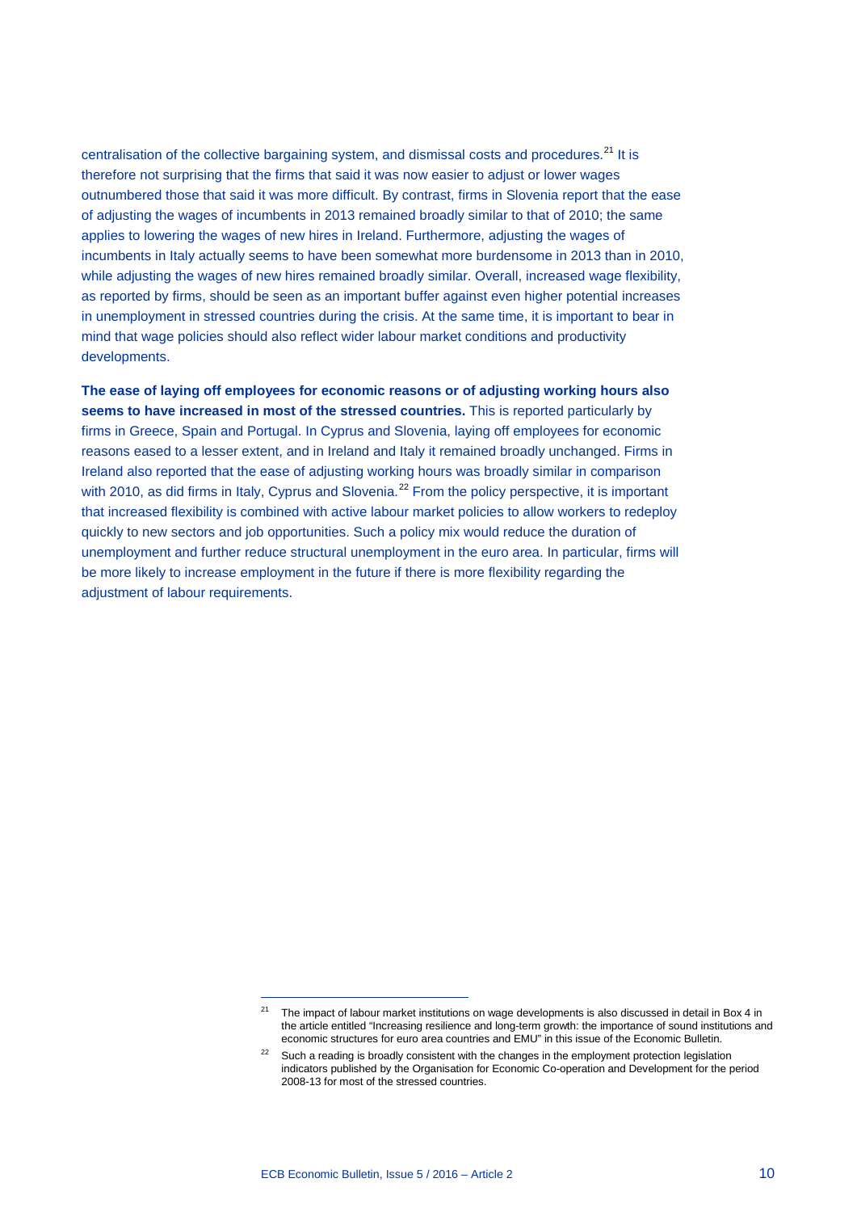centralisation of the collective bargaining system, and dismissal costs and procedures.[21] It is therefore not surprising that the firms that said it was now easier to adjust or lower wages outnumbered those that said it was more difficult. By contrast, firms in Slovenia report that the ease of adjusting the wages of incumbents in 2013 remained broadly similar to that of 2010; the same applies to lowering the wages of new hires in Ireland. Furthermore, adjusting the wages of incumbents in Italy actually seems to have been somewhat more burdensome in 2013 than in 2010, while adjusting the wages of new hires remained broadly similar. Overall, increased wage flexibility, as reported by firms, should be seen as an important buffer against even higher potential increases in unemployment in stressed countries during the crisis. At the same time, it is important to bear in mind that wage policies should also reflect wider labour market conditions and productivity developments.

**The ease of laying off employees for economic reasons or of adjusting working hours also seems to have increased in most of the stressed countries.** This is reported particularly by firms in Greece, Spain and Portugal. In Cyprus and Slovenia, laying off employees for economic reasons eased to a lesser extent, and in Ireland and Italy it remained broadly unchanged. Firms in Ireland also reported that the ease of adjusting working hours was broadly similar in comparison with 2010, as did firms in Italy, Cyprus and Slovenia.[22] From the policy perspective, it is important that increased flexibility is combined with active labour market policies to allow workers to redeploy quickly to new sectors and job opportunities. Such a policy mix would reduce the duration of unemployment and further reduce structural unemployment in the euro area. In particular, firms will be more likely to increase employment in the future if there is more flexibility regarding the adjustment of labour requirements.

---

[21] The impact of labour market institutions on wage developments is also discussed in detail in Box 4 in the article entitled "Increasing resilience and long-term growth: the importance of sound institutions and economic structures for euro area countries and EMU" in this issue of the Economic Bulletin.

[22] Such a reading is broadly consistent with the changes in the employment protection legislation indicators published by the Organisation for Economic Co-operation and Development for the period 2008-13 for most of the stressed countries.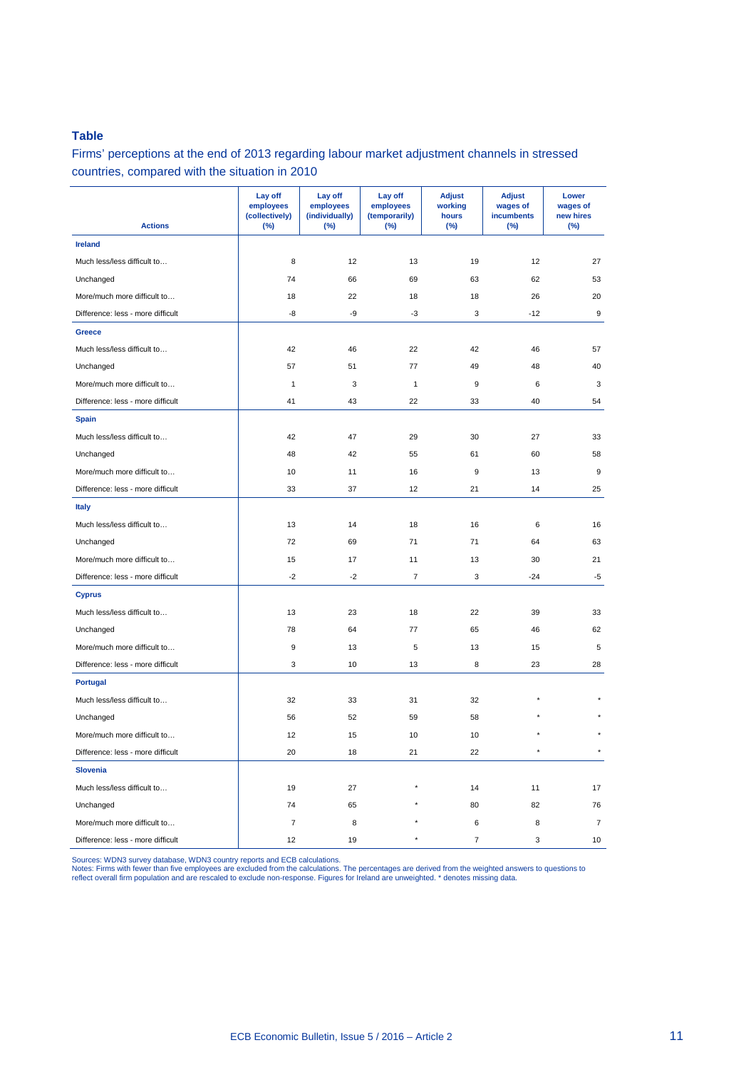**Table**

Firms' perceptions at the end of 2013 regarding labour market adjustment channels in stressed countries, compared with the situation in 2010

| Actions | Lay off employees (collectively) (%) | Lay off employees (individually) (%) | Lay off employees (temporarily) (%) | Adjust working hours (%) | Adjust wages of incumbents (%) | Lower wages of new hires (%) |
|---|---|---|---|---|---|---|
| **Ireland** | | | | | | |
| Much less/less difficult to… | 8 | 12 | 13 | 19 | 12 | 27 |
| Unchanged | 74 | 66 | 69 | 63 | 62 | 53 |
| More/much more difficult to… | 18 | 22 | 18 | 18 | 26 | 20 |
| Difference: less - more difficult | -8 | -9 | -3 | 3 | -12 | 9 |
| **Greece** | | | | | | |
| Much less/less difficult to… | 42 | 46 | 22 | 42 | 46 | 57 |
| Unchanged | 57 | 51 | 77 | 49 | 48 | 40 |
| More/much more difficult to… | 1 | 3 | 1 | 9 | 6 | 3 |
| Difference: less - more difficult | 41 | 43 | 22 | 33 | 40 | 54 |
| **Spain** | | | | | | |
| Much less/less difficult to… | 42 | 47 | 29 | 30 | 27 | 33 |
| Unchanged | 48 | 42 | 55 | 61 | 60 | 58 |
| More/much more difficult to… | 10 | 11 | 16 | 9 | 13 | 9 |
| Difference: less - more difficult | 33 | 37 | 12 | 21 | 14 | 25 |
| **Italy** | | | | | | |
| Much less/less difficult to… | 13 | 14 | 18 | 16 | 6 | 16 |
| Unchanged | 72 | 69 | 71 | 71 | 64 | 63 |
| More/much more difficult to… | 15 | 17 | 11 | 13 | 30 | 21 |
| Difference: less - more difficult | -2 | -2 | 7 | 3 | -24 | -5 |
| **Cyprus** | | | | | | |
| Much less/less difficult to… | 13 | 23 | 18 | 22 | 39 | 33 |
| Unchanged | 78 | 64 | 77 | 65 | 46 | 62 |
| More/much more difficult to… | 9 | 13 | 5 | 13 | 15 | 5 |
| Difference: less - more difficult | 3 | 10 | 13 | 8 | 23 | 28 |
| **Portugal** | | | | | | |
| Much less/less difficult to… | 32 | 33 | 31 | 32 | * | * |
| Unchanged | 56 | 52 | 59 | 58 | * | * |
| More/much more difficult to… | 12 | 15 | 10 | 10 | * | * |
| Difference: less - more difficult | 20 | 18 | 21 | 22 | * | * |
| **Slovenia** | | | | | | |
| Much less/less difficult to… | 19 | 27 | * | 14 | 11 | 17 |
| Unchanged | 74 | 65 | * | 80 | 82 | 76 |
| More/much more difficult to… | 7 | 8 | * | 6 | 8 | 7 |
| Difference: less - more difficult | 12 | 19 | * | 7 | 3 | 10 |

Sources: WDN3 survey database, WDN3 country reports and ECB calculations.
Notes: Firms with fewer than five employees are excluded from the calculations. The percentages are derived from the weighted answers to questions to reflect overall firm population and are rescaled to exclude non-response. Figures for Ireland are unweighted. * denotes missing data.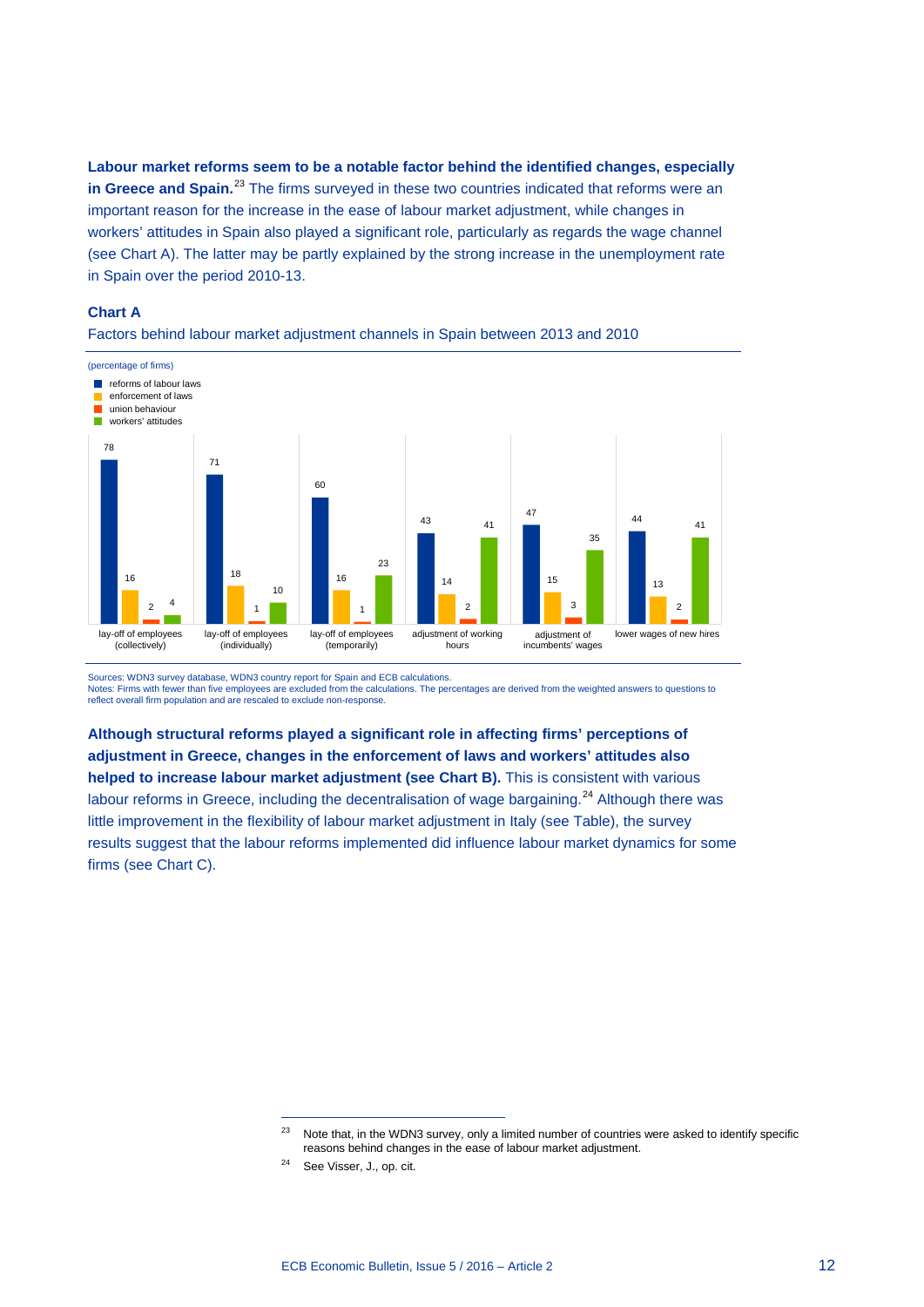**Labour market reforms seem to be a notable factor behind the identified changes, especially in Greece and Spain.**[23] The firms surveyed in these two countries indicated that reforms were an important reason for the increase in the ease of labour market adjustment, while changes in workers' attitudes in Spain also played a significant role, particularly as regards the wage channel (see Chart A). The latter may be partly explained by the strong increase in the unemployment rate in Spain over the period 2010-13.

**Chart A**

Factors behind labour market adjustment channels in Spain between 2013 and 2010

(percentage of firms)

| | reforms of labour laws | enforcement of laws | union behaviour | workers' attitudes |
|---|---|---|---|---|
| lay-off of employees (collectively) | 78 | 16 | 2 | 4 |
| lay-off of employees (individually) | 71 | 18 | 1 | 10 |
| lay-off of employees (temporarily) | 60 | 16 | 1 | 23 |
| adjustment of working hours | 43 | 14 | 2 | 41 |
| adjustment of incumbents' wages | 47 | 15 | 3 | 35 |
| lower wages of new hires | 44 | 13 | 2 | 41 |

Sources: WDN3 survey database, WDN3 country report for Spain and ECB calculations.
Notes: Firms with fewer than five employees are excluded from the calculations. The percentages are derived from the weighted answers to questions to reflect overall firm population and are rescaled to exclude non-response.

**Although structural reforms played a significant role in affecting firms' perceptions of adjustment in Greece, changes in the enforcement of laws and workers' attitudes also helped to increase labour market adjustment (see Chart B).** This is consistent with various labour reforms in Greece, including the decentralisation of wage bargaining.[24] Although there was little improvement in the flexibility of labour market adjustment in Italy (see Table), the survey results suggest that the labour reforms implemented did influence labour market dynamics for some firms (see Chart C).

---

[23] Note that, in the WDN3 survey, only a limited number of countries were asked to identify specific reasons behind changes in the ease of labour market adjustment.

[24] See Visser, J., op. cit.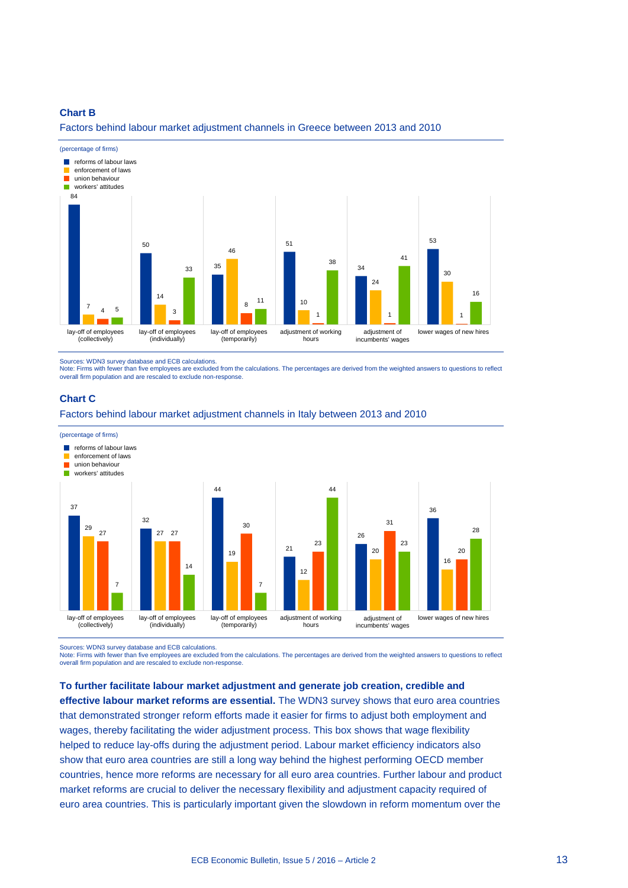**Chart B**

Factors behind labour market adjustment channels in Greece between 2013 and 2010

(percentage of firms)

| | reforms of labour laws | enforcement of laws | union behaviour | workers' attitudes |
|---|---|---|---|---|
| lay-off of employees (collectively) | 84 | 7 | 4 | 5 |
| lay-off of employees (individually) | 50 | 14 | 3 | 33 |
| lay-off of employees (temporarily) | 35 | 46 | 8 | 11 |
| adjustment of working hours | 51 | 10 | 1 | 38 |
| adjustment of incumbents' wages | 34 | 24 | 1 | 41 |
| lower wages of new hires | 53 | 30 | 1 | 16 |

Sources: WDN3 survey database and ECB calculations.
Note: Firms with fewer than five employees are excluded from the calculations. The percentages are derived from the weighted answers to questions to reflect overall firm population and are rescaled to exclude non-response.

**Chart C**

Factors behind labour market adjustment channels in Italy between 2013 and 2010

(percentage of firms)

| | reforms of labour laws | enforcement of laws | union behaviour | workers' attitudes |
|---|---|---|---|---|
| lay-off of employees (collectively) | 37 | 29 | 27 | 7 |
| lay-off of employees (individually) | 32 | 27 | 27 | 14 |
| lay-off of employees (temporarily) | 44 | 19 | 30 | 7 |
| adjustment of working hours | 21 | 12 | 23 | 44 |
| adjustment of incumbents' wages | 26 | 20 | 31 | 23 |
| lower wages of new hires | 36 | 16 | 20 | 28 |

Sources: WDN3 survey database and ECB calculations.
Note: Firms with fewer than five employees are excluded from the calculations. The percentages are derived from the weighted answers to questions to reflect overall firm population and are rescaled to exclude non-response.

**To further facilitate labour market adjustment and generate job creation, credible and effective labour market reforms are essential.** The WDN3 survey shows that euro area countries that demonstrated stronger reform efforts made it easier for firms to adjust both employment and wages, thereby facilitating the wider adjustment process. This box shows that wage flexibility helped to reduce lay-offs during the adjustment period. Labour market efficiency indicators also show that euro area countries are still a long way behind the highest performing OECD member countries, hence more reforms are necessary for all euro area countries. Further labour and product market reforms are crucial to deliver the necessary flexibility and adjustment capacity required of euro area countries. This is particularly important given the slowdown in reform momentum over the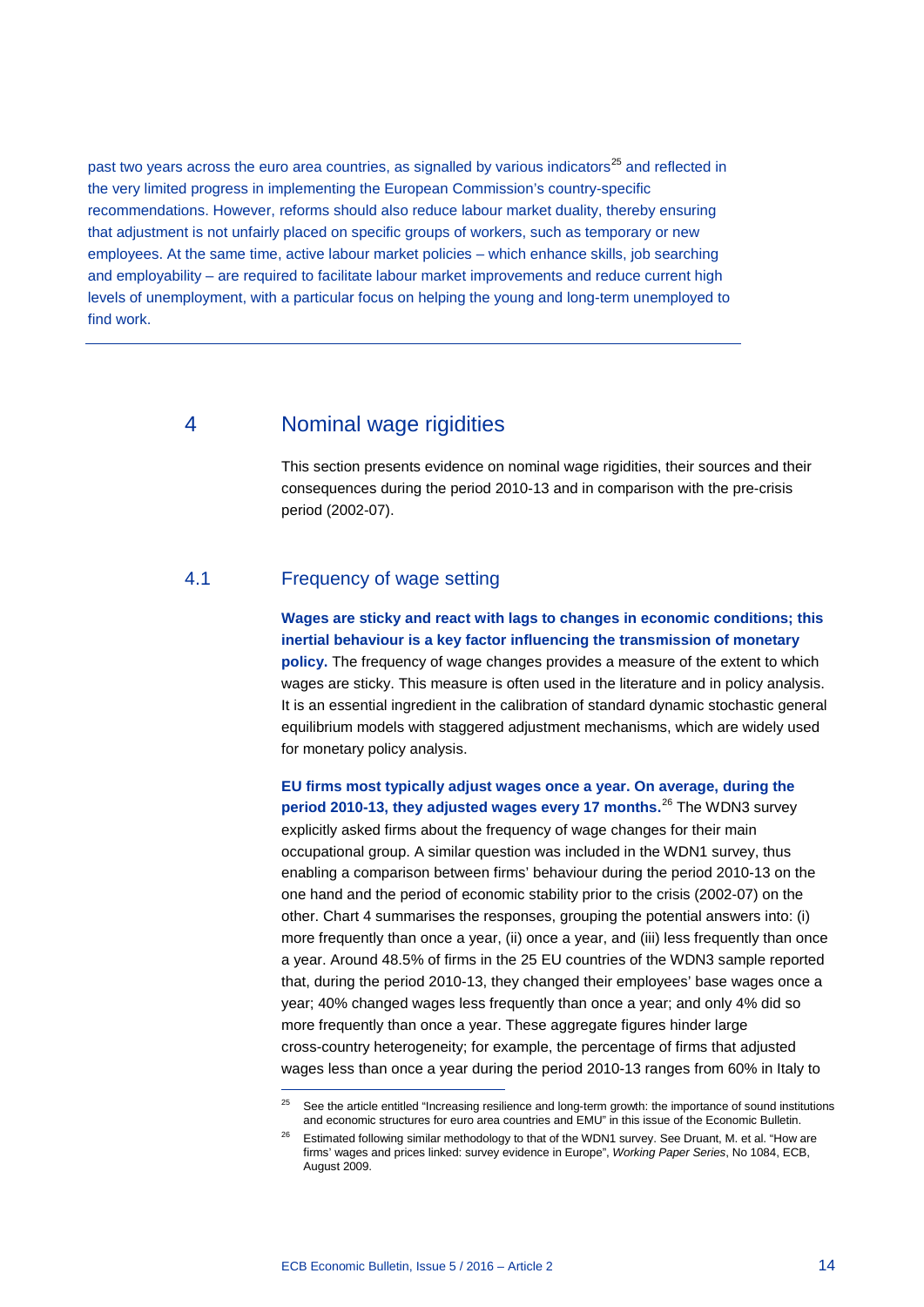past two years across the euro area countries, as signalled by various indicators[25] and reflected in the very limited progress in implementing the European Commission's country-specific recommendations. However, reforms should also reduce labour market duality, thereby ensuring that adjustment is not unfairly placed on specific groups of workers, such as temporary or new employees. At the same time, active labour market policies – which enhance skills, job searching and employability – are required to facilitate labour market improvements and reduce current high levels of unemployment, with a particular focus on helping the young and long-term unemployed to find work.

---

## 4 Nominal wage rigidities

This section presents evidence on nominal wage rigidities, their sources and their consequences during the period 2010-13 and in comparison with the pre-crisis period (2002-07).

### 4.1 Frequency of wage setting

**Wages are sticky and react with lags to changes in economic conditions; this inertial behaviour is a key factor influencing the transmission of monetary policy.** The frequency of wage changes provides a measure of the extent to which wages are sticky. This measure is often used in the literature and in policy analysis. It is an essential ingredient in the calibration of standard dynamic stochastic general equilibrium models with staggered adjustment mechanisms, which are widely used for monetary policy analysis.

**EU firms most typically adjust wages once a year. On average, during the period 2010-13, they adjusted wages every 17 months.**[26] The WDN3 survey explicitly asked firms about the frequency of wage changes for their main occupational group. A similar question was included in the WDN1 survey, thus enabling a comparison between firms' behaviour during the period 2010-13 on the one hand and the period of economic stability prior to the crisis (2002-07) on the other. Chart 4 summarises the responses, grouping the potential answers into: (i) more frequently than once a year, (ii) once a year, and (iii) less frequently than once a year. Around 48.5% of firms in the 25 EU countries of the WDN3 sample reported that, during the period 2010-13, they changed their employees' base wages once a year; 40% changed wages less frequently than once a year; and only 4% did so more frequently than once a year. These aggregate figures hinder large cross-country heterogeneity; for example, the percentage of firms that adjusted wages less than once a year during the period 2010-13 ranges from 60% in Italy to

---

[25] See the article entitled "Increasing resilience and long-term growth: the importance of sound institutions and economic structures for euro area countries and EMU" in this issue of the Economic Bulletin.

[26] Estimated following similar methodology to that of the WDN1 survey. See Druant, M. et al. "How are firms' wages and prices linked: survey evidence in Europe", *Working Paper Series*, No 1084, ECB, August 2009.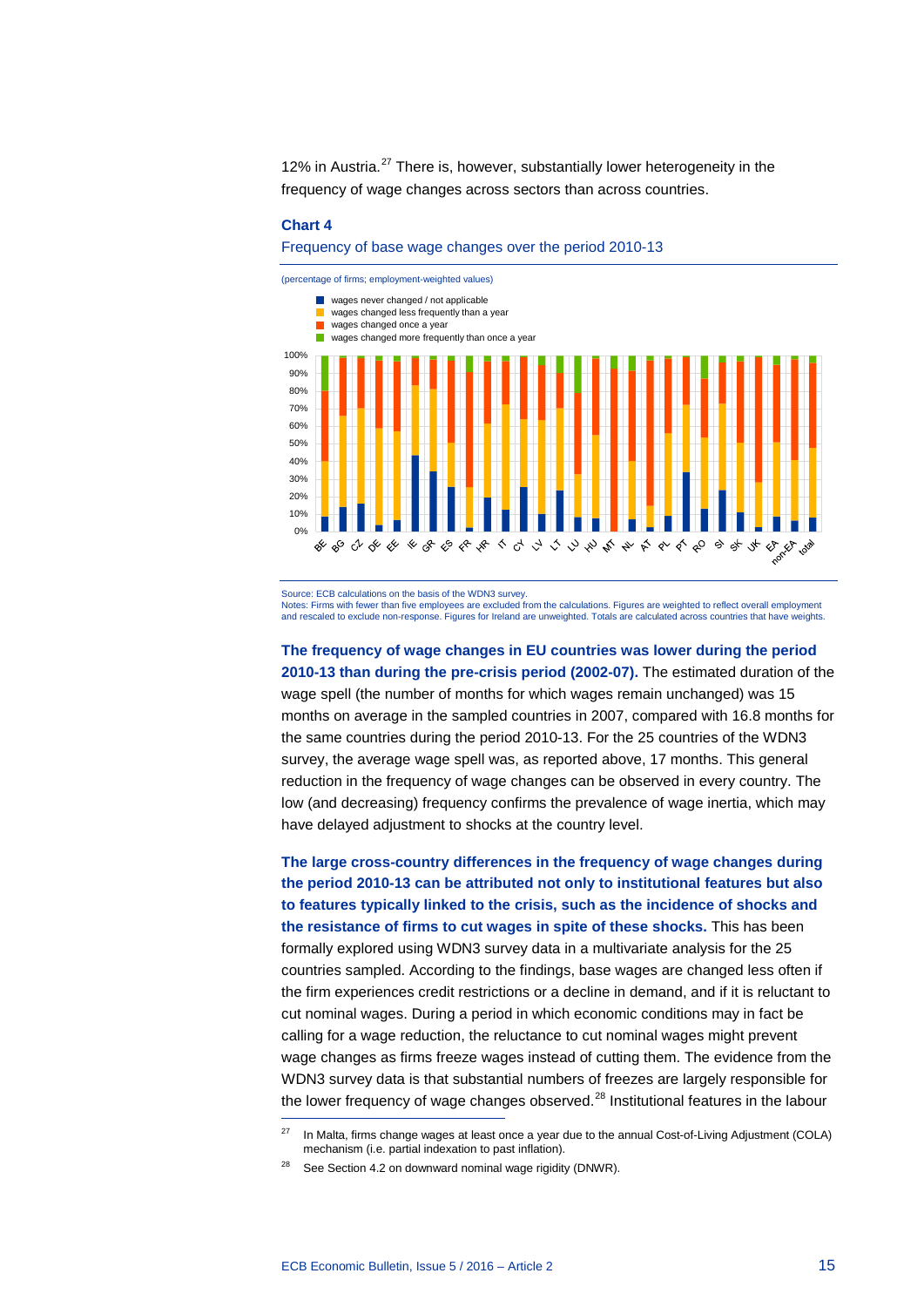12% in Austria.[27] There is, however, substantially lower heterogeneity in the frequency of wage changes across sectors than across countries.

**Chart 4**

Frequency of base wage changes over the period 2010-13

(percentage of firms; employment-weighted values)

- wages never changed / not applicable
- wages changed less frequently than a year
- wages changed once a year
- wages changed more frequently than once a year

BE, BG, CZ, DE, EE, IE, GR, ES, FR, HR, IT, CY, LV, LT, LU, HU, MT, NL, AT, PL, PT, RO, SI, SK, UK, EA, non-EA, total

Source: ECB calculations on the basis of the WDN3 survey.
Notes: Firms with fewer than five employees are excluded from the calculations. Figures are weighted to reflect overall employment and rescaled to exclude non-response. Figures for Ireland are unweighted. Totals are calculated across countries that have weights.

**The frequency of wage changes in EU countries was lower during the period 2010-13 than during the pre-crisis period (2002-07).** The estimated duration of the wage spell (the number of months for which wages remain unchanged) was 15 months on average in the sampled countries in 2007, compared with 16.8 months for the same countries during the period 2010-13. For the 25 countries of the WDN3 survey, the average wage spell was, as reported above, 17 months. This general reduction in the frequency of wage changes can be observed in every country. The low (and decreasing) frequency confirms the prevalence of wage inertia, which may have delayed adjustment to shocks at the country level.

**The large cross-country differences in the frequency of wage changes during the period 2010-13 can be attributed not only to institutional features but also to features typically linked to the crisis, such as the incidence of shocks and the resistance of firms to cut wages in spite of these shocks.** This has been formally explored using WDN3 survey data in a multivariate analysis for the 25 countries sampled. According to the findings, base wages are changed less often if the firm experiences credit restrictions or a decline in demand, and if it is reluctant to cut nominal wages. During a period in which economic conditions may in fact be calling for a wage reduction, the reluctance to cut nominal wages might prevent wage changes as firms freeze wages instead of cutting them. The evidence from the WDN3 survey data is that substantial numbers of freezes are largely responsible for the lower frequency of wage changes observed.[28] Institutional features in the labour

---

[27] In Malta, firms change wages at least once a year due to the annual Cost-of-Living Adjustment (COLA) mechanism (i.e. partial indexation to past inflation).

[28] See Section 4.2 on downward nominal wage rigidity (DNWR).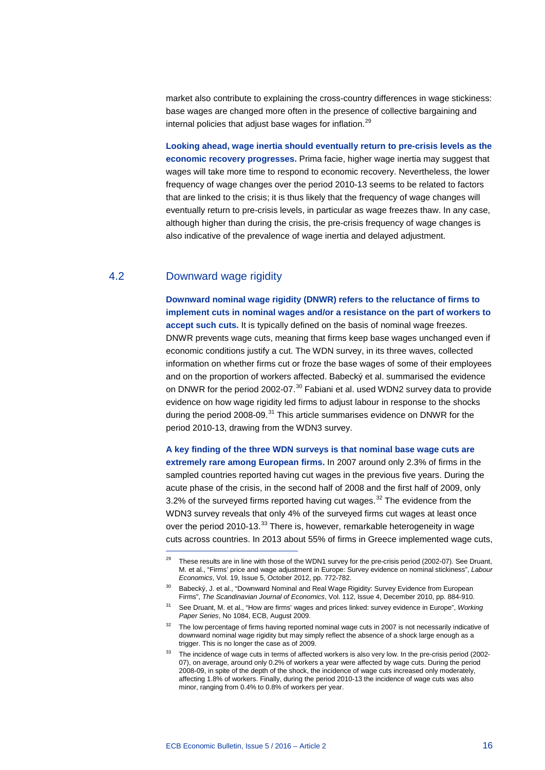market also contribute to explaining the cross-country differences in wage stickiness: base wages are changed more often in the presence of collective bargaining and internal policies that adjust base wages for inflation.[29]

**Looking ahead, wage inertia should eventually return to pre-crisis levels as the economic recovery progresses.** Prima facie, higher wage inertia may suggest that wages will take more time to respond to economic recovery. Nevertheless, the lower frequency of wage changes over the period 2010-13 seems to be related to factors that are linked to the crisis; it is thus likely that the frequency of wage changes will eventually return to pre-crisis levels, in particular as wage freezes thaw. In any case, although higher than during the crisis, the pre-crisis frequency of wage changes is also indicative of the prevalence of wage inertia and delayed adjustment.

## 4.2 Downward wage rigidity

**Downward nominal wage rigidity (DNWR) refers to the reluctance of firms to implement cuts in nominal wages and/or a resistance on the part of workers to accept such cuts.** It is typically defined on the basis of nominal wage freezes. DNWR prevents wage cuts, meaning that firms keep base wages unchanged even if economic conditions justify a cut. The WDN survey, in its three waves, collected information on whether firms cut or froze the base wages of some of their employees and on the proportion of workers affected. Babecký et al. summarised the evidence on DNWR for the period 2002-07.[30] Fabiani et al. used WDN2 survey data to provide evidence on how wage rigidity led firms to adjust labour in response to the shocks during the period 2008-09.[31] This article summarises evidence on DNWR for the period 2010-13, drawing from the WDN3 survey.

**A key finding of the three WDN surveys is that nominal base wage cuts are extremely rare among European firms.** In 2007 around only 2.3% of firms in the sampled countries reported having cut wages in the previous five years. During the acute phase of the crisis, in the second half of 2008 and the first half of 2009, only 3.2% of the surveyed firms reported having cut wages.[32] The evidence from the WDN3 survey reveals that only 4% of the surveyed firms cut wages at least once over the period 2010-13.[33] There is, however, remarkable heterogeneity in wage cuts across countries. In 2013 about 55% of firms in Greece implemented wage cuts,

---

[29] These results are in line with those of the WDN1 survey for the pre-crisis period (2002-07). See Druant, M. et al., "Firms' price and wage adjustment in Europe: Survey evidence on nominal stickiness", *Labour Economics*, Vol. 19, Issue 5, October 2012, pp. 772-782.

[30] Babecký, J. et al., "Downward Nominal and Real Wage Rigidity: Survey Evidence from European Firms", *The Scandinavian Journal of Economics*, Vol. 112, Issue 4, December 2010, pp. 884-910.

[31] See Druant, M. et al., "How are firms' wages and prices linked: survey evidence in Europe", *Working Paper Series*, No 1084, ECB, August 2009.

[32] The low percentage of firms having reported nominal wage cuts in 2007 is not necessarily indicative of downward nominal wage rigidity but may simply reflect the absence of a shock large enough as a trigger. This is no longer the case as of 2009.

[33] The incidence of wage cuts in terms of affected workers is also very low. In the pre-crisis period (2002-07), on average, around only 0.2% of workers a year were affected by wage cuts. During the period 2008-09, in spite of the depth of the shock, the incidence of wage cuts increased only moderately, affecting 1.8% of workers. Finally, during the period 2010-13 the incidence of wage cuts was also minor, ranging from 0.4% to 0.8% of workers per year.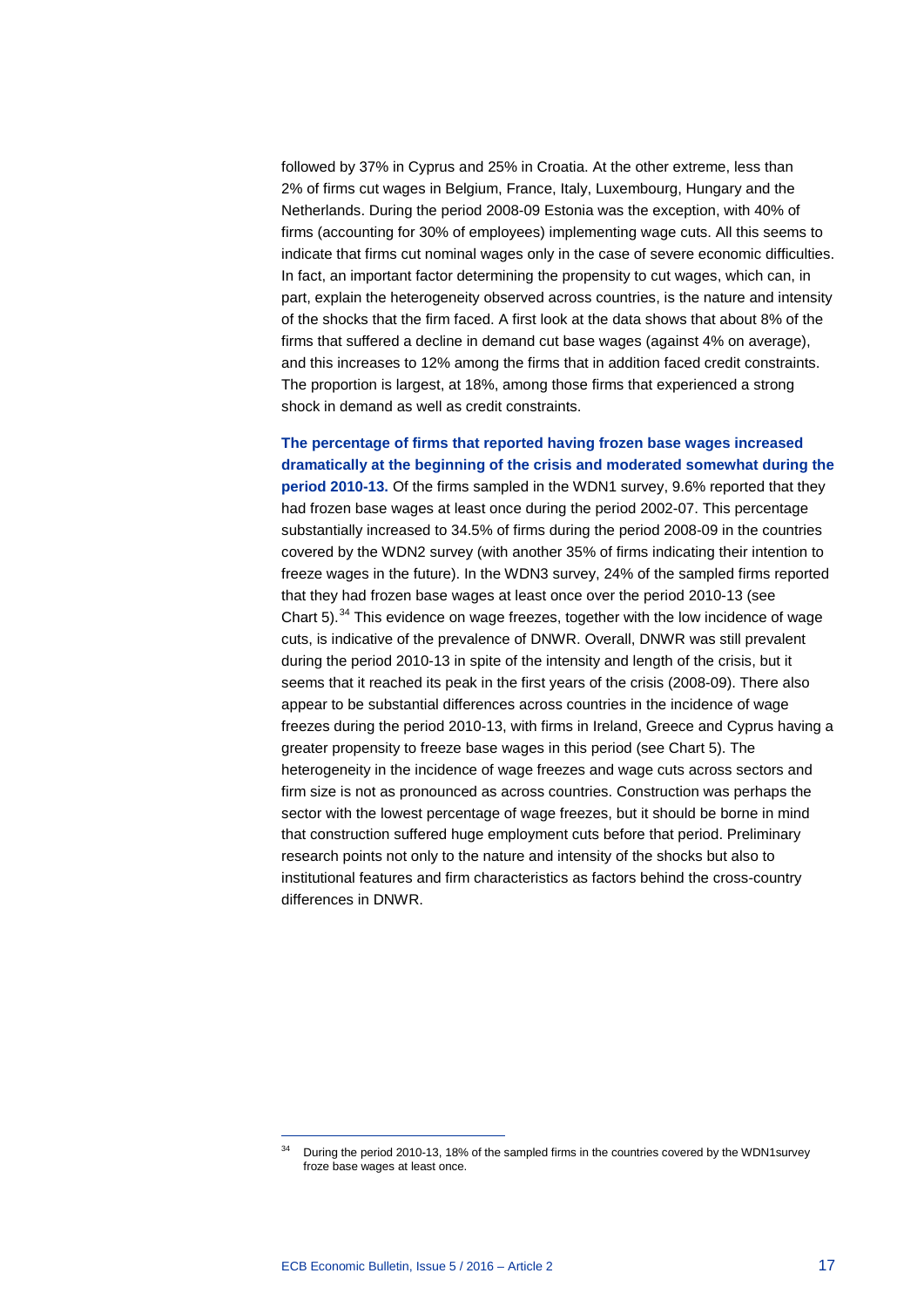followed by 37% in Cyprus and 25% in Croatia. At the other extreme, less than 2% of firms cut wages in Belgium, France, Italy, Luxembourg, Hungary and the Netherlands. During the period 2008-09 Estonia was the exception, with 40% of firms (accounting for 30% of employees) implementing wage cuts. All this seems to indicate that firms cut nominal wages only in the case of severe economic difficulties. In fact, an important factor determining the propensity to cut wages, which can, in part, explain the heterogeneity observed across countries, is the nature and intensity of the shocks that the firm faced. A first look at the data shows that about 8% of the firms that suffered a decline in demand cut base wages (against 4% on average), and this increases to 12% among the firms that in addition faced credit constraints. The proportion is largest, at 18%, among those firms that experienced a strong shock in demand as well as credit constraints.

**The percentage of firms that reported having frozen base wages increased dramatically at the beginning of the crisis and moderated somewhat during the period 2010-13.** Of the firms sampled in the WDN1 survey, 9.6% reported that they had frozen base wages at least once during the period 2002-07. This percentage substantially increased to 34.5% of firms during the period 2008-09 in the countries covered by the WDN2 survey (with another 35% of firms indicating their intention to freeze wages in the future). In the WDN3 survey, 24% of the sampled firms reported that they had frozen base wages at least once over the period 2010-13 (see Chart 5).[34] This evidence on wage freezes, together with the low incidence of wage cuts, is indicative of the prevalence of DNWR. Overall, DNWR was still prevalent during the period 2010-13 in spite of the intensity and length of the crisis, but it seems that it reached its peak in the first years of the crisis (2008-09). There also appear to be substantial differences across countries in the incidence of wage freezes during the period 2010-13, with firms in Ireland, Greece and Cyprus having a greater propensity to freeze base wages in this period (see Chart 5). The heterogeneity in the incidence of wage freezes and wage cuts across sectors and firm size is not as pronounced as across countries. Construction was perhaps the sector with the lowest percentage of wage freezes, but it should be borne in mind that construction suffered huge employment cuts before that period. Preliminary research points not only to the nature and intensity of the shocks but also to institutional features and firm characteristics as factors behind the cross-country differences in DNWR.

[34] During the period 2010-13, 18% of the sampled firms in the countries covered by the WDN1survey froze base wages at least once.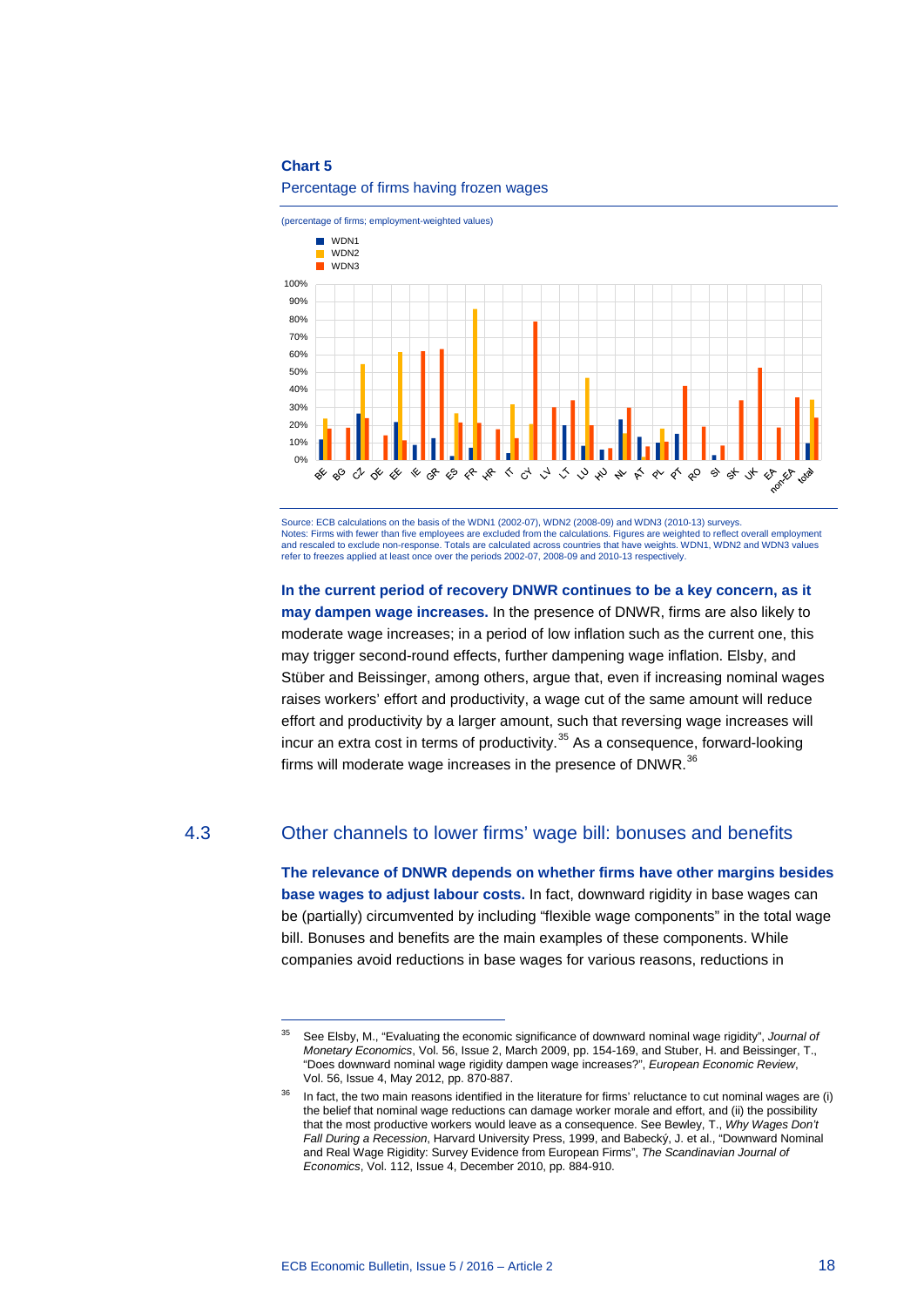**Chart 5**

Percentage of firms having frozen wages

(percentage of firms; employment-weighted values)

Source: ECB calculations on the basis of the WDN1 (2002-07), WDN2 (2008-09) and WDN3 (2010-13) surveys.
Notes: Firms with fewer than five employees are excluded from the calculations. Figures are weighted to reflect overall employment and rescaled to exclude non-response. Totals are calculated across countries that have weights. WDN1, WDN2 and WDN3 values refer to freezes applied at least once over the periods 2002-07, 2008-09 and 2010-13 respectively.

**In the current period of recovery DNWR continues to be a key concern, as it may dampen wage increases.** In the presence of DNWR, firms are also likely to moderate wage increases; in a period of low inflation such as the current one, this may trigger second-round effects, further dampening wage inflation. Elsby, and Stüber and Beissinger, among others, argue that, even if increasing nominal wages raises workers' effort and productivity, a wage cut of the same amount will reduce effort and productivity by a larger amount, such that reversing wage increases will incur an extra cost in terms of productivity.[35] As a consequence, forward-looking firms will moderate wage increases in the presence of DNWR.[36]

## 4.3 Other channels to lower firms' wage bill: bonuses and benefits

**The relevance of DNWR depends on whether firms have other margins besides base wages to adjust labour costs.** In fact, downward rigidity in base wages can be (partially) circumvented by including "flexible wage components" in the total wage bill. Bonuses and benefits are the main examples of these components. While companies avoid reductions in base wages for various reasons, reductions in

[35] See Elsby, M., "Evaluating the economic significance of downward nominal wage rigidity", *Journal of Monetary Economics*, Vol. 56, Issue 2, March 2009, pp. 154-169, and Stuber, H. and Beissinger, T., "Does downward nominal wage rigidity dampen wage increases?", *European Economic Review*, Vol. 56, Issue 4, May 2012, pp. 870-887.

[36] In fact, the two main reasons identified in the literature for firms' reluctance to cut nominal wages are (i) the belief that nominal wage reductions can damage worker morale and effort, and (ii) the possibility that the most productive workers would leave as a consequence. See Bewley, T., *Why Wages Don't Fall During a Recession*, Harvard University Press, 1999, and Babecký, J. et al., "Downward Nominal and Real Wage Rigidity: Survey Evidence from European Firms", *The Scandinavian Journal of Economics*, Vol. 112, Issue 4, December 2010, pp. 884-910.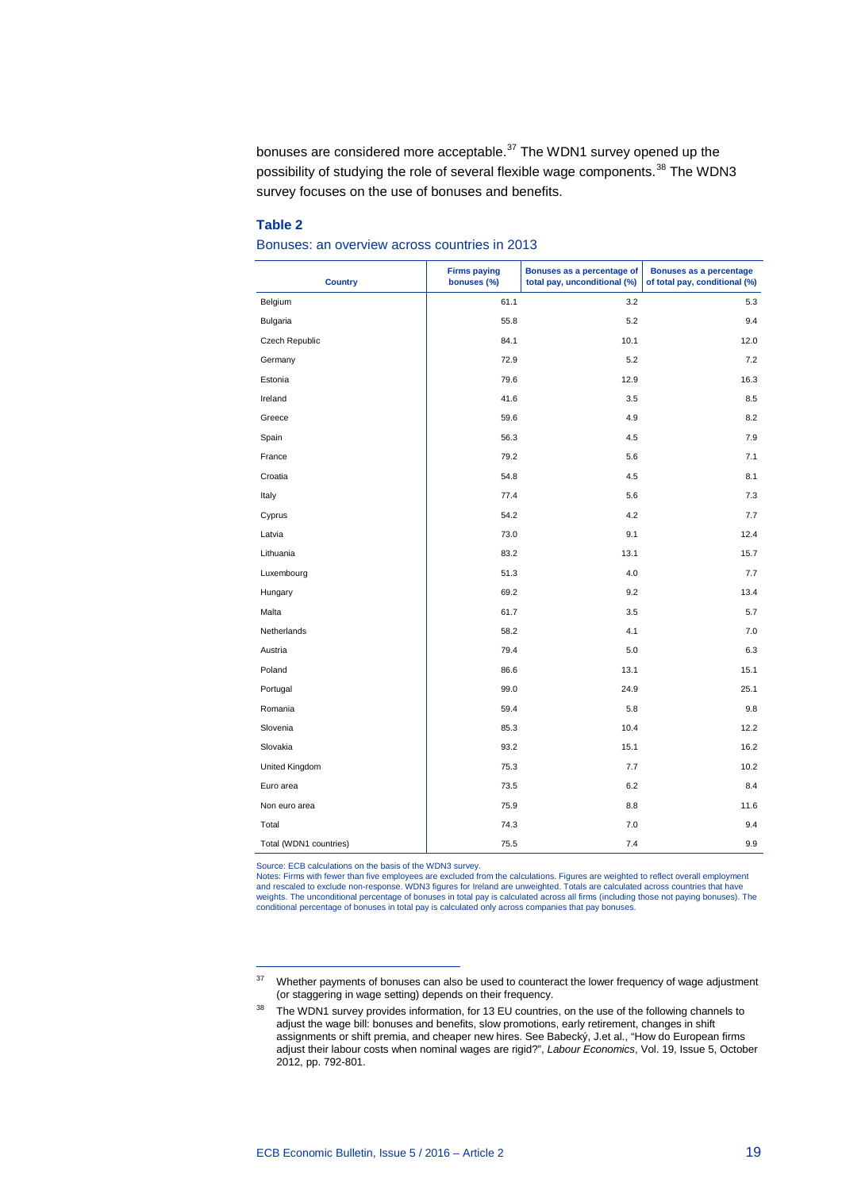bonuses are considered more acceptable.[37] The WDN1 survey opened up the possibility of studying the role of several flexible wage components.[38] The WDN3 survey focuses on the use of bonuses and benefits.

**Table 2**

Bonuses: an overview across countries in 2013

| Country | Firms paying bonuses (%) | Bonuses as a percentage of total pay, unconditional (%) | Bonuses as a percentage of total pay, conditional (%) |
|---|---|---|---|
| Belgium | 61.1 | 3.2 | 5.3 |
| Bulgaria | 55.8 | 5.2 | 9.4 |
| Czech Republic | 84.1 | 10.1 | 12.0 |
| Germany | 72.9 | 5.2 | 7.2 |
| Estonia | 79.6 | 12.9 | 16.3 |
| Ireland | 41.6 | 3.5 | 8.5 |
| Greece | 59.6 | 4.9 | 8.2 |
| Spain | 56.3 | 4.5 | 7.9 |
| France | 79.2 | 5.6 | 7.1 |
| Croatia | 54.8 | 4.5 | 8.1 |
| Italy | 77.4 | 5.6 | 7.3 |
| Cyprus | 54.2 | 4.2 | 7.7 |
| Latvia | 73.0 | 9.1 | 12.4 |
| Lithuania | 83.2 | 13.1 | 15.7 |
| Luxembourg | 51.3 | 4.0 | 7.7 |
| Hungary | 69.2 | 9.2 | 13.4 |
| Malta | 61.7 | 3.5 | 5.7 |
| Netherlands | 58.2 | 4.1 | 7.0 |
| Austria | 79.4 | 5.0 | 6.3 |
| Poland | 86.6 | 13.1 | 15.1 |
| Portugal | 99.0 | 24.9 | 25.1 |
| Romania | 59.4 | 5.8 | 9.8 |
| Slovenia | 85.3 | 10.4 | 12.2 |
| Slovakia | 93.2 | 15.1 | 16.2 |
| United Kingdom | 75.3 | 7.7 | 10.2 |
| Euro area | 73.5 | 6.2 | 8.4 |
| Non euro area | 75.9 | 8.8 | 11.6 |
| Total | 74.3 | 7.0 | 9.4 |
| Total (WDN1 countries) | 75.5 | 7.4 | 9.9 |

Source: ECB calculations on the basis of the WDN3 survey.
Notes: Firms with fewer than five employees are excluded from the calculations. Figures are weighted to reflect overall employment and rescaled to exclude non-response. WDN3 figures for Ireland are unweighted. Totals are calculated across countries that have weights. The unconditional percentage of bonuses in total pay is calculated across all firms (including those not paying bonuses). The conditional percentage of bonuses in total pay is calculated only across companies that pay bonuses.

---

[37] Whether payments of bonuses can also be used to counteract the lower frequency of wage adjustment (or staggering in wage setting) depends on their frequency.

[38] The WDN1 survey provides information, for 13 EU countries, on the use of the following channels to adjust the wage bill: bonuses and benefits, slow promotions, early retirement, changes in shift assignments or shift premia, and cheaper new hires. See Babecký, J.et al., "How do European firms adjust their labour costs when nominal wages are rigid?", *Labour Economics*, Vol. 19, Issue 5, October 2012, pp. 792-801.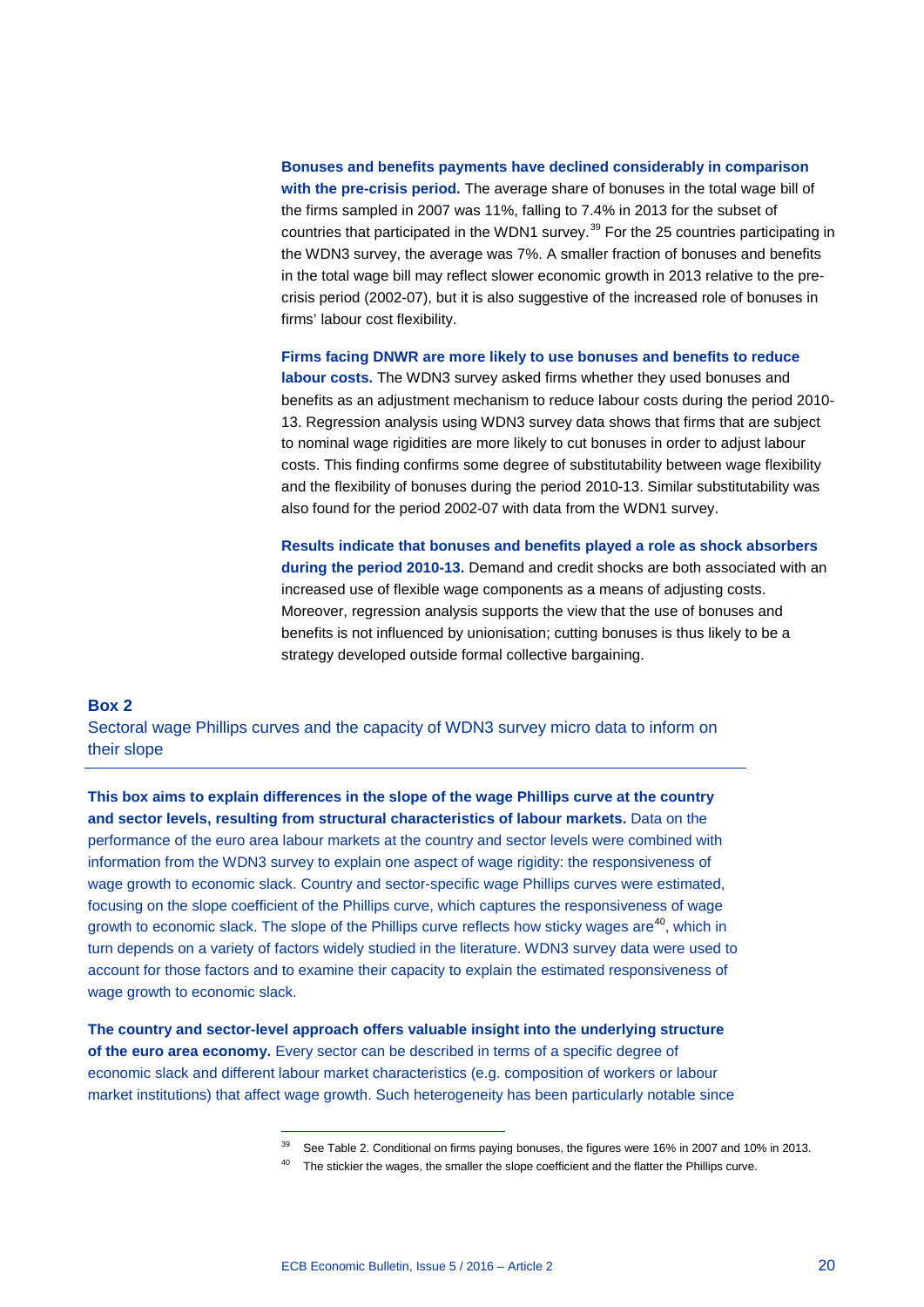**Bonuses and benefits payments have declined considerably in comparison with the pre-crisis period.** The average share of bonuses in the total wage bill of the firms sampled in 2007 was 11%, falling to 7.4% in 2013 for the subset of countries that participated in the WDN1 survey.[39] For the 25 countries participating in the WDN3 survey, the average was 7%. A smaller fraction of bonuses and benefits in the total wage bill may reflect slower economic growth in 2013 relative to the pre-crisis period (2002-07), but it is also suggestive of the increased role of bonuses in firms' labour cost flexibility.

**Firms facing DNWR are more likely to use bonuses and benefits to reduce labour costs.** The WDN3 survey asked firms whether they used bonuses and benefits as an adjustment mechanism to reduce labour costs during the period 2010-13. Regression analysis using WDN3 survey data shows that firms that are subject to nominal wage rigidities are more likely to cut bonuses in order to adjust labour costs. This finding confirms some degree of substitutability between wage flexibility and the flexibility of bonuses during the period 2010-13. Similar substitutability was also found for the period 2002-07 with data from the WDN1 survey.

**Results indicate that bonuses and benefits played a role as shock absorbers during the period 2010-13.** Demand and credit shocks are both associated with an increased use of flexible wage components as a means of adjusting costs. Moreover, regression analysis supports the view that the use of bonuses and benefits is not influenced by unionisation; cutting bonuses is thus likely to be a strategy developed outside formal collective bargaining.

## Box 2

### Sectoral wage Phillips curves and the capacity of WDN3 survey micro data to inform on their slope

**This box aims to explain differences in the slope of the wage Phillips curve at the country and sector levels, resulting from structural characteristics of labour markets.** Data on the performance of the euro area labour markets at the country and sector levels were combined with information from the WDN3 survey to explain one aspect of wage rigidity: the responsiveness of wage growth to economic slack. Country and sector-specific wage Phillips curves were estimated, focusing on the slope coefficient of the Phillips curve, which captures the responsiveness of wage growth to economic slack. The slope of the Phillips curve reflects how sticky wages are[40], which in turn depends on a variety of factors widely studied in the literature. WDN3 survey data were used to account for those factors and to examine their capacity to explain the estimated responsiveness of wage growth to economic slack.

**The country and sector-level approach offers valuable insight into the underlying structure of the euro area economy.** Every sector can be described in terms of a specific degree of economic slack and different labour market characteristics (e.g. composition of workers or labour market institutions) that affect wage growth. Such heterogeneity has been particularly notable since

---

[39] See Table 2. Conditional on firms paying bonuses, the figures were 16% in 2007 and 10% in 2013.

[40] The stickier the wages, the smaller the slope coefficient and the flatter the Phillips curve.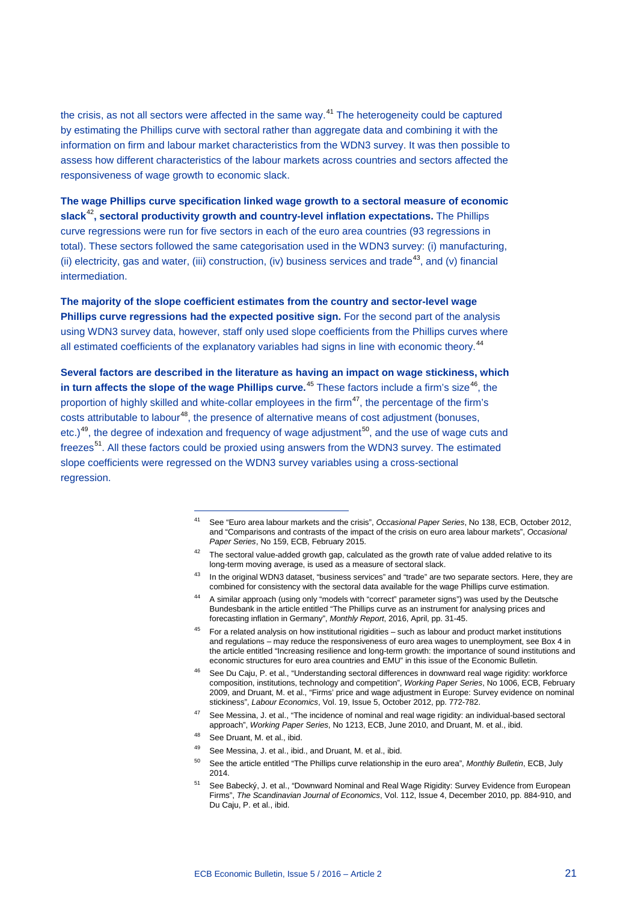the crisis, as not all sectors were affected in the same way.[41] The heterogeneity could be captured by estimating the Phillips curve with sectoral rather than aggregate data and combining it with the information on firm and labour market characteristics from the WDN3 survey. It was then possible to assess how different characteristics of the labour markets across countries and sectors affected the responsiveness of wage growth to economic slack.

**The wage Phillips curve specification linked wage growth to a sectoral measure of economic slack[42], sectoral productivity growth and country-level inflation expectations.** The Phillips curve regressions were run for five sectors in each of the euro area countries (93 regressions in total). These sectors followed the same categorisation used in the WDN3 survey: (i) manufacturing, (ii) electricity, gas and water, (iii) construction, (iv) business services and trade[43], and (v) financial intermediation.

**The majority of the slope coefficient estimates from the country and sector-level wage Phillips curve regressions had the expected positive sign.** For the second part of the analysis using WDN3 survey data, however, staff only used slope coefficients from the Phillips curves where all estimated coefficients of the explanatory variables had signs in line with economic theory.[44]

**Several factors are described in the literature as having an impact on wage stickiness, which in turn affects the slope of the wage Phillips curve.**[45] These factors include a firm's size[46], the proportion of highly skilled and white-collar employees in the firm[47], the percentage of the firm's costs attributable to labour[48], the presence of alternative means of cost adjustment (bonuses, etc.)[49], the degree of indexation and frequency of wage adjustment[50], and the use of wage cuts and freezes[51]. All these factors could be proxied using answers from the WDN3 survey. The estimated slope coefficients were regressed on the WDN3 survey variables using a cross-sectional regression.

---

[41] See "Euro area labour markets and the crisis", *Occasional Paper Series*, No 138, ECB, October 2012, and "Comparisons and contrasts of the impact of the crisis on euro area labour markets", *Occasional Paper Series*, No 159, ECB, February 2015.

[42] The sectoral value-added growth gap, calculated as the growth rate of value added relative to its long-term moving average, is used as a measure of sectoral slack.

[43] In the original WDN3 dataset, "business services" and "trade" are two separate sectors. Here, they are combined for consistency with the sectoral data available for the wage Phillips curve estimation.

[44] A similar approach (using only "models with "correct" parameter signs") was used by the Deutsche Bundesbank in the article entitled "The Phillips curve as an instrument for analysing prices and forecasting inflation in Germany", *Monthly Report*, 2016, April, pp. 31-45.

[45] For a related analysis on how institutional rigidities – such as labour and product market institutions and regulations – may reduce the responsiveness of euro area wages to unemployment, see Box 4 in the article entitled "Increasing resilience and long-term growth: the importance of sound institutions and economic structures for euro area countries and EMU" in this issue of the Economic Bulletin.

[46] See Du Caju, P. et al., "Understanding sectoral differences in downward real wage rigidity: workforce composition, institutions, technology and competition", *Working Paper Series*, No 1006, ECB, February 2009, and Druant, M. et al., "Firms' price and wage adjustment in Europe: Survey evidence on nominal stickiness", *Labour Economics*, Vol. 19, Issue 5, October 2012, pp. 772-782.

[47] See Messina, J. et al., "The incidence of nominal and real wage rigidity: an individual-based sectoral approach", *Working Paper Series*, No 1213, ECB, June 2010, and Druant, M. et al., ibid.

[48] See Druant, M. et al., ibid.

[49] See Messina, J. et al., ibid., and Druant, M. et al., ibid.

[50] See the article entitled "The Phillips curve relationship in the euro area", *Monthly Bulletin*, ECB, July 2014.

[51] See Babecký, J. et al., "Downward Nominal and Real Wage Rigidity: Survey Evidence from European Firms", *The Scandinavian Journal of Economics*, Vol. 112, Issue 4, December 2010, pp. 884-910, and Du Caju, P. et al., ibid.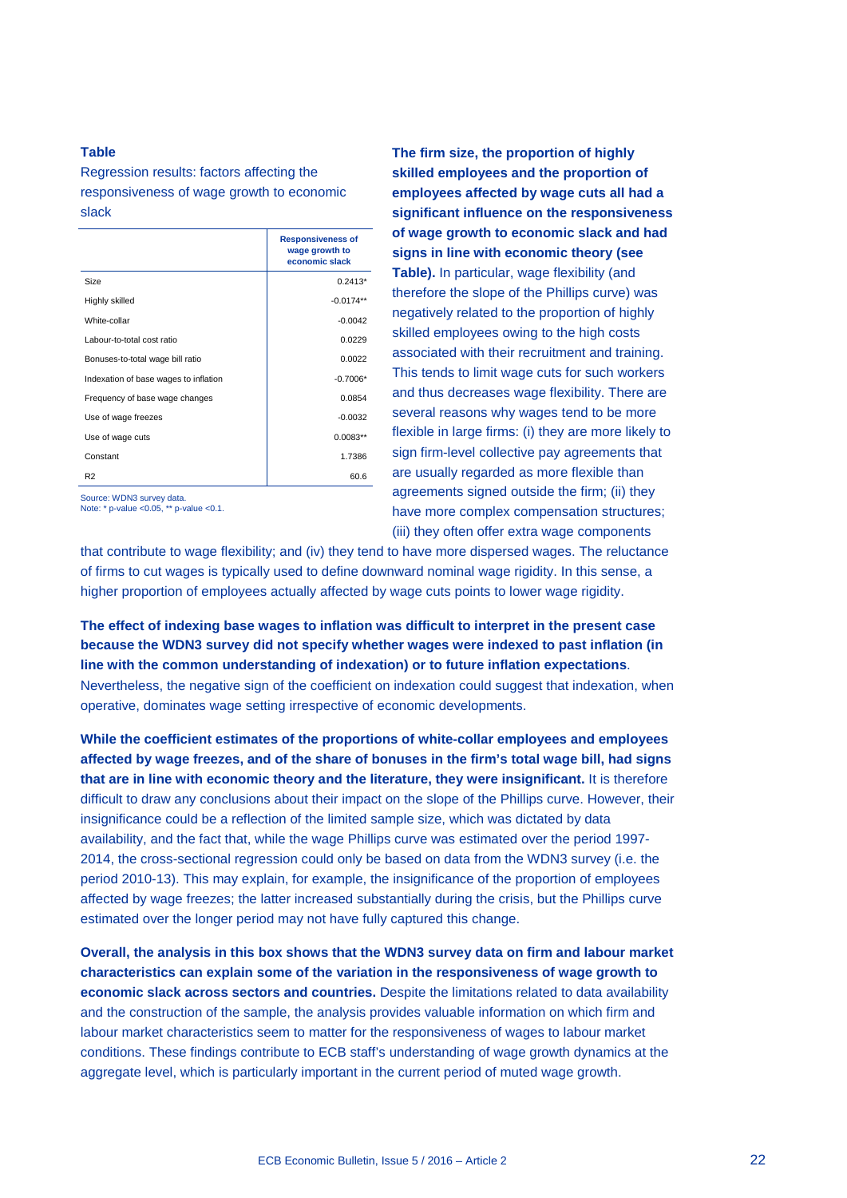**Table**

Regression results: factors affecting the responsiveness of wage growth to economic slack

| | Responsiveness of wage growth to economic slack |
|---|---|
| Size | 0.2413* |
| Highly skilled | -0.0174** |
| White-collar | -0.0042 |
| Labour-to-total cost ratio | 0.0229 |
| Bonuses-to-total wage bill ratio | 0.0022 |
| Indexation of base wages to inflation | -0.7006* |
| Frequency of base wage changes | 0.0854 |
| Use of wage freezes | -0.0032 |
| Use of wage cuts | 0.0083** |
| Constant | 1.7386 |
| R2 | 60.6 |

Source: WDN3 survey data.
Note: * p-value <0.05, ** p-value <0.1.

**The firm size, the proportion of highly skilled employees and the proportion of employees affected by wage cuts all had a significant influence on the responsiveness of wage growth to economic slack and had signs in line with economic theory (see Table).** In particular, wage flexibility (and therefore the slope of the Phillips curve) was negatively related to the proportion of highly skilled employees owing to the high costs associated with their recruitment and training. This tends to limit wage cuts for such workers and thus decreases wage flexibility. There are several reasons why wages tend to be more flexible in large firms: (i) they are more likely to sign firm-level collective pay agreements that are usually regarded as more flexible than agreements signed outside the firm; (ii) they have more complex compensation structures; (iii) they often offer extra wage components that contribute to wage flexibility; and (iv) they tend to have more dispersed wages. The reluctance of firms to cut wages is typically used to define downward nominal wage rigidity. In this sense, a higher proportion of employees actually affected by wage cuts points to lower wage rigidity.

**The effect of indexing base wages to inflation was difficult to interpret in the present case because the WDN3 survey did not specify whether wages were indexed to past inflation (in line with the common understanding of indexation) or to future inflation expectations**. Nevertheless, the negative sign of the coefficient on indexation could suggest that indexation, when operative, dominates wage setting irrespective of economic developments.

**While the coefficient estimates of the proportions of white-collar employees and employees affected by wage freezes, and of the share of bonuses in the firm's total wage bill, had signs that are in line with economic theory and the literature, they were insignificant.** It is therefore difficult to draw any conclusions about their impact on the slope of the Phillips curve. However, their insignificance could be a reflection of the limited sample size, which was dictated by data availability, and the fact that, while the wage Phillips curve was estimated over the period 1997-2014, the cross-sectional regression could only be based on data from the WDN3 survey (i.e. the period 2010-13). This may explain, for example, the insignificance of the proportion of employees affected by wage freezes; the latter increased substantially during the crisis, but the Phillips curve estimated over the longer period may not have fully captured this change.

**Overall, the analysis in this box shows that the WDN3 survey data on firm and labour market characteristics can explain some of the variation in the responsiveness of wage growth to economic slack across sectors and countries.** Despite the limitations related to data availability and the construction of the sample, the analysis provides valuable information on which firm and labour market characteristics seem to matter for the responsiveness of wages to labour market conditions. These findings contribute to ECB staff's understanding of wage growth dynamics at the aggregate level, which is particularly important in the current period of muted wage growth.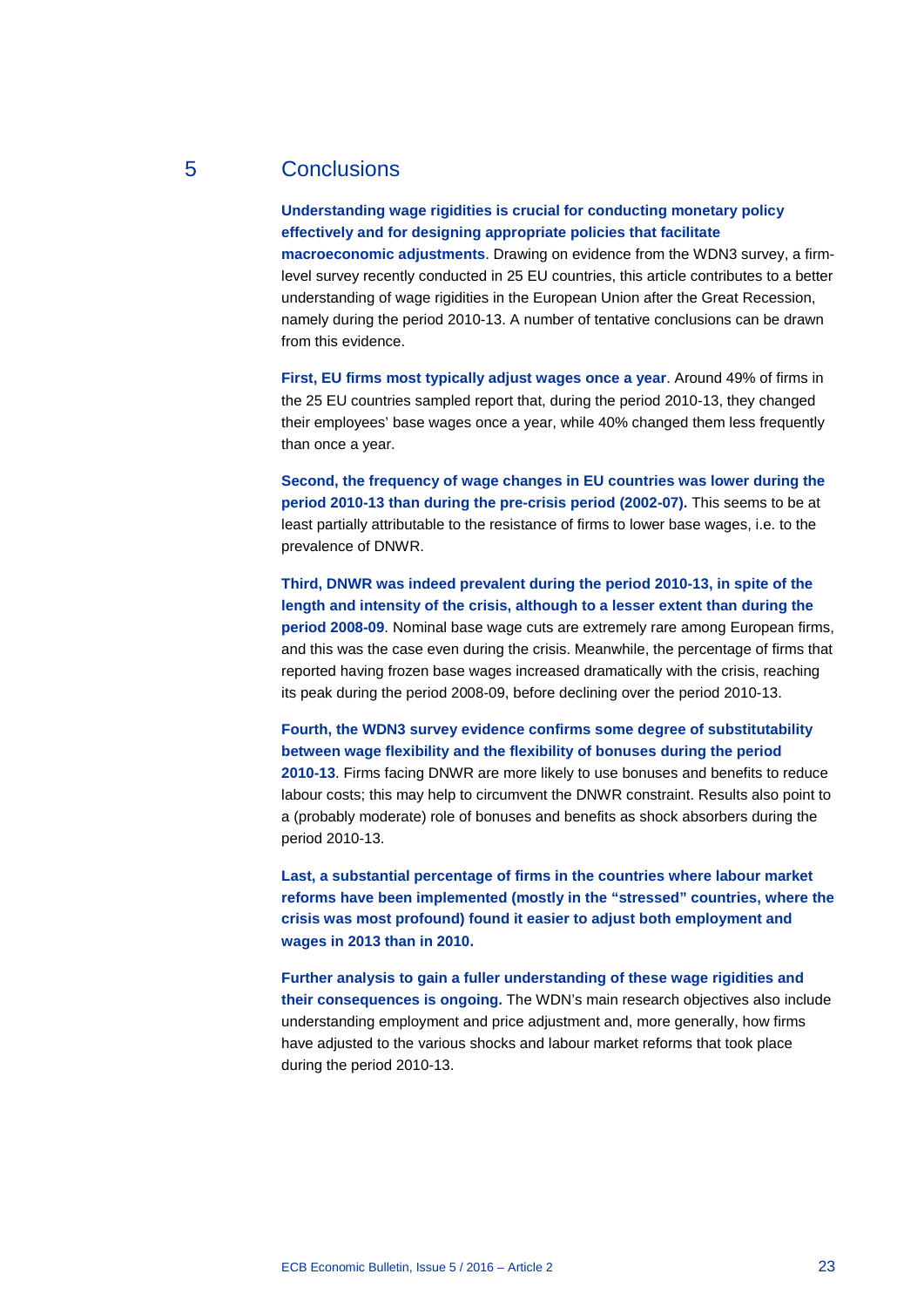# 5 Conclusions

**Understanding wage rigidities is crucial for conducting monetary policy effectively and for designing appropriate policies that facilitate macroeconomic adjustments**. Drawing on evidence from the WDN3 survey, a firm-level survey recently conducted in 25 EU countries, this article contributes to a better understanding of wage rigidities in the European Union after the Great Recession, namely during the period 2010-13. A number of tentative conclusions can be drawn from this evidence.

**First, EU firms most typically adjust wages once a year**. Around 49% of firms in the 25 EU countries sampled report that, during the period 2010-13, they changed their employees' base wages once a year, while 40% changed them less frequently than once a year.

**Second, the frequency of wage changes in EU countries was lower during the period 2010-13 than during the pre-crisis period (2002-07).** This seems to be at least partially attributable to the resistance of firms to lower base wages, i.e. to the prevalence of DNWR.

**Third, DNWR was indeed prevalent during the period 2010-13, in spite of the length and intensity of the crisis, although to a lesser extent than during the period 2008-09**. Nominal base wage cuts are extremely rare among European firms, and this was the case even during the crisis. Meanwhile, the percentage of firms that reported having frozen base wages increased dramatically with the crisis, reaching its peak during the period 2008-09, before declining over the period 2010-13.

**Fourth, the WDN3 survey evidence confirms some degree of substitutability between wage flexibility and the flexibility of bonuses during the period 2010-13**. Firms facing DNWR are more likely to use bonuses and benefits to reduce labour costs; this may help to circumvent the DNWR constraint. Results also point to a (probably moderate) role of bonuses and benefits as shock absorbers during the period 2010-13.

**Last, a substantial percentage of firms in the countries where labour market reforms have been implemented (mostly in the "stressed" countries, where the crisis was most profound) found it easier to adjust both employment and wages in 2013 than in 2010.**

**Further analysis to gain a fuller understanding of these wage rigidities and their consequences is ongoing.** The WDN's main research objectives also include understanding employment and price adjustment and, more generally, how firms have adjusted to the various shocks and labour market reforms that took place during the period 2010-13.